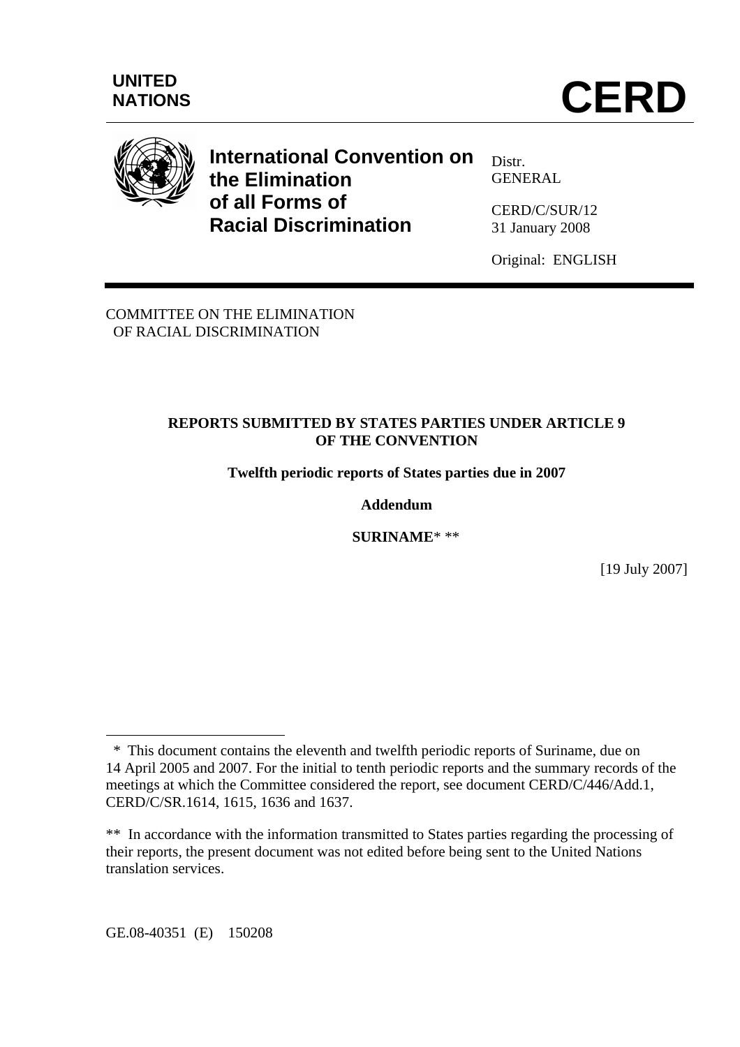UNITED NATIONS

# CERD

**International Convention on the Elimination of all Forms of Racial Discrimination**

Distr.
GENERAL

CERD/C/SUR/12
31 January 2008

Original: ENGLISH

COMMITTEE ON THE ELIMINATION
OF RACIAL DISCRIMINATION

**REPORTS SUBMITTED BY STATES PARTIES UNDER ARTICLE 9 OF THE CONVENTION**

**Twelfth periodic reports of States parties due in 2007**

**Addendum**

**SURINAME*** **

[19 July 2007]

---

\* This document contains the eleventh and twelfth periodic reports of Suriname, due on 14 April 2005 and 2007. For the initial to tenth periodic reports and the summary records of the meetings at which the Committee considered the report, see document CERD/C/446/Add.1, CERD/C/SR.1614, 1615, 1636 and 1637.

\*\* In accordance with the information transmitted to States parties regarding the processing of their reports, the present document was not edited before being sent to the United Nations translation services.

GE.08-40351 (E) 150208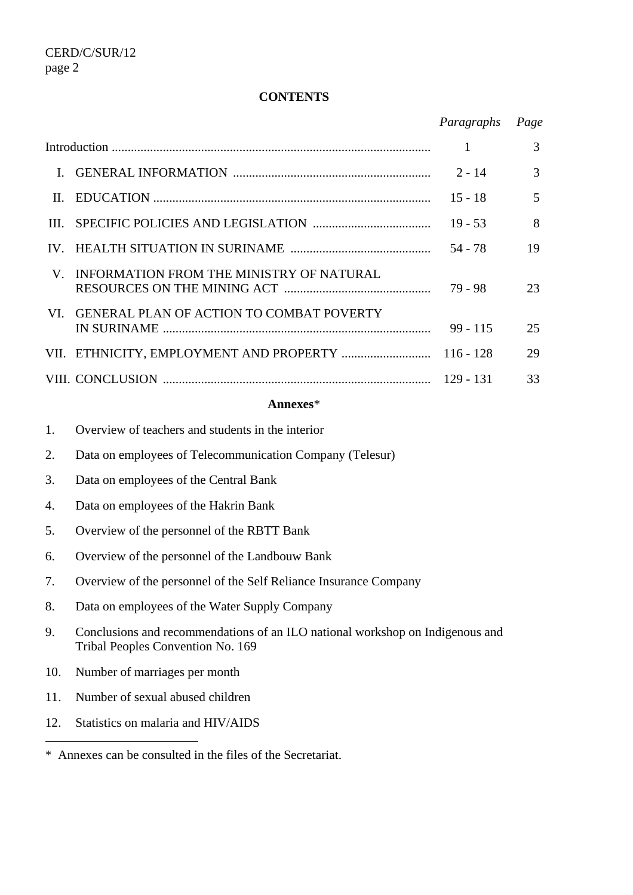**CONTENTS**

| | | *Paragraphs* | *Page* |
|---|---|---|---|
| Introduction | | 1 | 3 |
| I. | GENERAL INFORMATION | 2 - 14 | 3 |
| II. | EDUCATION | 15 - 18 | 5 |
| III. | SPECIFIC POLICIES AND LEGISLATION | 19 - 53 | 8 |
| IV. | HEALTH SITUATION IN SURINAME | 54 - 78 | 19 |
| V. | INFORMATION FROM THE MINISTRY OF NATURAL RESOURCES ON THE MINING ACT | 79 - 98 | 23 |
| VI. | GENERAL PLAN OF ACTION TO COMBAT POVERTY IN SURINAME | 99 - 115 | 25 |
| VII. | ETHNICITY, EMPLOYMENT AND PROPERTY | 116 - 128 | 29 |
| VIII. | CONCLUSION | 129 - 131 | 33 |

**Annexes***

1. Overview of teachers and students in the interior
2. Data on employees of Telecommunication Company (Telesur)
3. Data on employees of the Central Bank
4. Data on employees of the Hakrin Bank
5. Overview of the personnel of the RBTT Bank
6. Overview of the personnel of the Landbouw Bank
7. Overview of the personnel of the Self Reliance Insurance Company
8. Data on employees of the Water Supply Company
9. Conclusions and recommendations of an ILO national workshop on Indigenous and Tribal Peoples Convention No. 169
10. Number of marriages per month
11. Number of sexual abused children
12. Statistics on malaria and HIV/AIDS

---

\* Annexes can be consulted in the files of the Secretariat.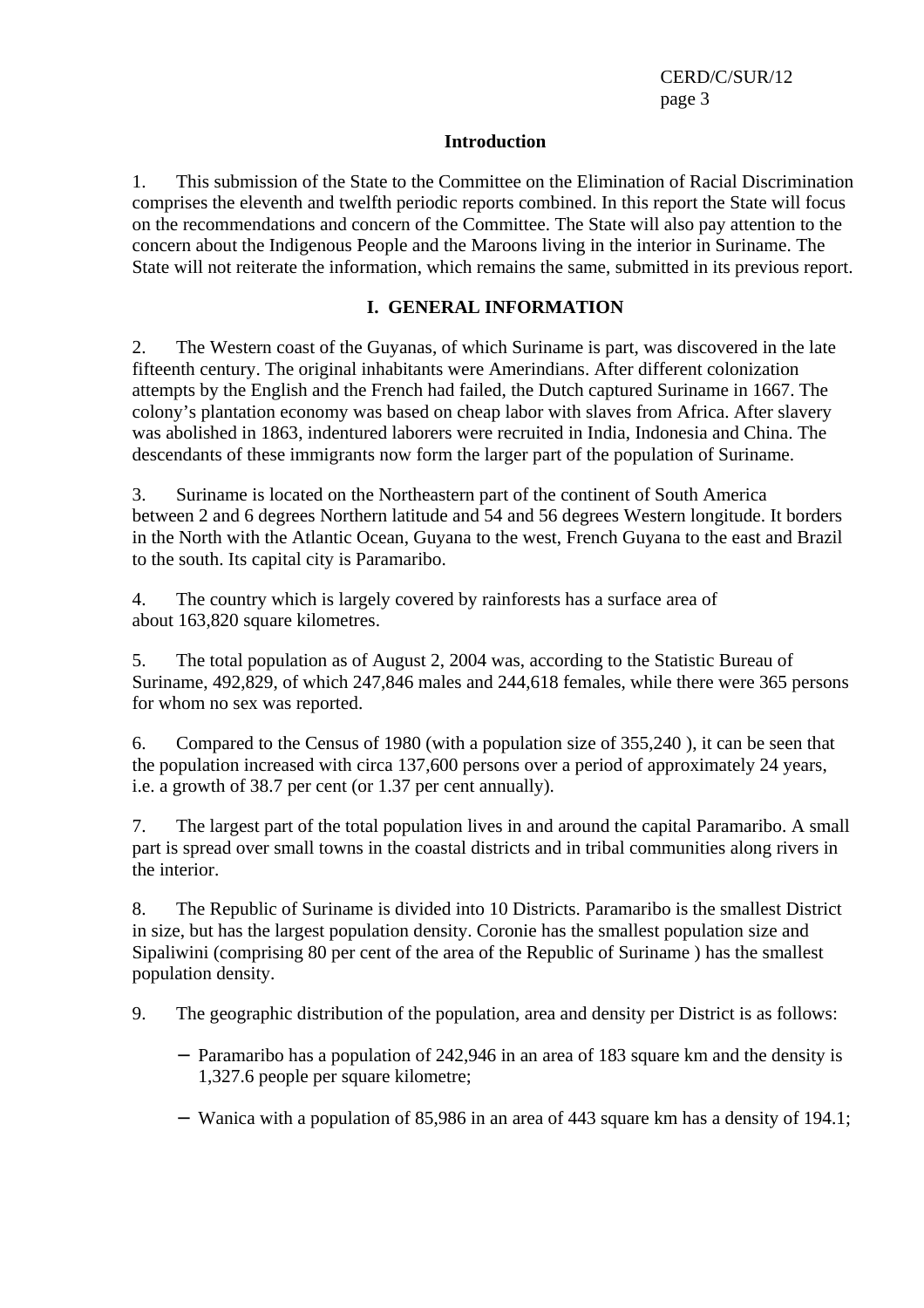## Introduction

1. This submission of the State to the Committee on the Elimination of Racial Discrimination comprises the eleventh and twelfth periodic reports combined. In this report the State will focus on the recommendations and concern of the Committee. The State will also pay attention to the concern about the Indigenous People and the Maroons living in the interior in Suriname. The State will not reiterate the information, which remains the same, submitted in its previous report.

## I. GENERAL INFORMATION

2. The Western coast of the Guyanas, of which Suriname is part, was discovered in the late fifteenth century. The original inhabitants were Amerindians. After different colonization attempts by the English and the French had failed, the Dutch captured Suriname in 1667. The colony's plantation economy was based on cheap labor with slaves from Africa. After slavery was abolished in 1863, indentured laborers were recruited in India, Indonesia and China. The descendants of these immigrants now form the larger part of the population of Suriname.

3. Suriname is located on the Northeastern part of the continent of South America between 2 and 6 degrees Northern latitude and 54 and 56 degrees Western longitude. It borders in the North with the Atlantic Ocean, Guyana to the west, French Guyana to the east and Brazil to the south. Its capital city is Paramaribo.

4. The country which is largely covered by rainforests has a surface area of about 163,820 square kilometres.

5. The total population as of August 2, 2004 was, according to the Statistic Bureau of Suriname, 492,829, of which 247,846 males and 244,618 females, while there were 365 persons for whom no sex was reported.

6. Compared to the Census of 1980 (with a population size of 355,240 ), it can be seen that the population increased with circa 137,600 persons over a period of approximately 24 years, i.e. a growth of 38.7 per cent (or 1.37 per cent annually).

7. The largest part of the total population lives in and around the capital Paramaribo. A small part is spread over small towns in the coastal districts and in tribal communities along rivers in the interior.

8. The Republic of Suriname is divided into 10 Districts. Paramaribo is the smallest District in size, but has the largest population density. Coronie has the smallest population size and Sipaliwini (comprising 80 per cent of the area of the Republic of Suriname ) has the smallest population density.

9. The geographic distribution of the population, area and density per District is as follows:

- Paramaribo has a population of 242,946 in an area of 183 square km and the density is 1,327.6 people per square kilometre;
- Wanica with a population of 85,986 in an area of 443 square km has a density of 194.1;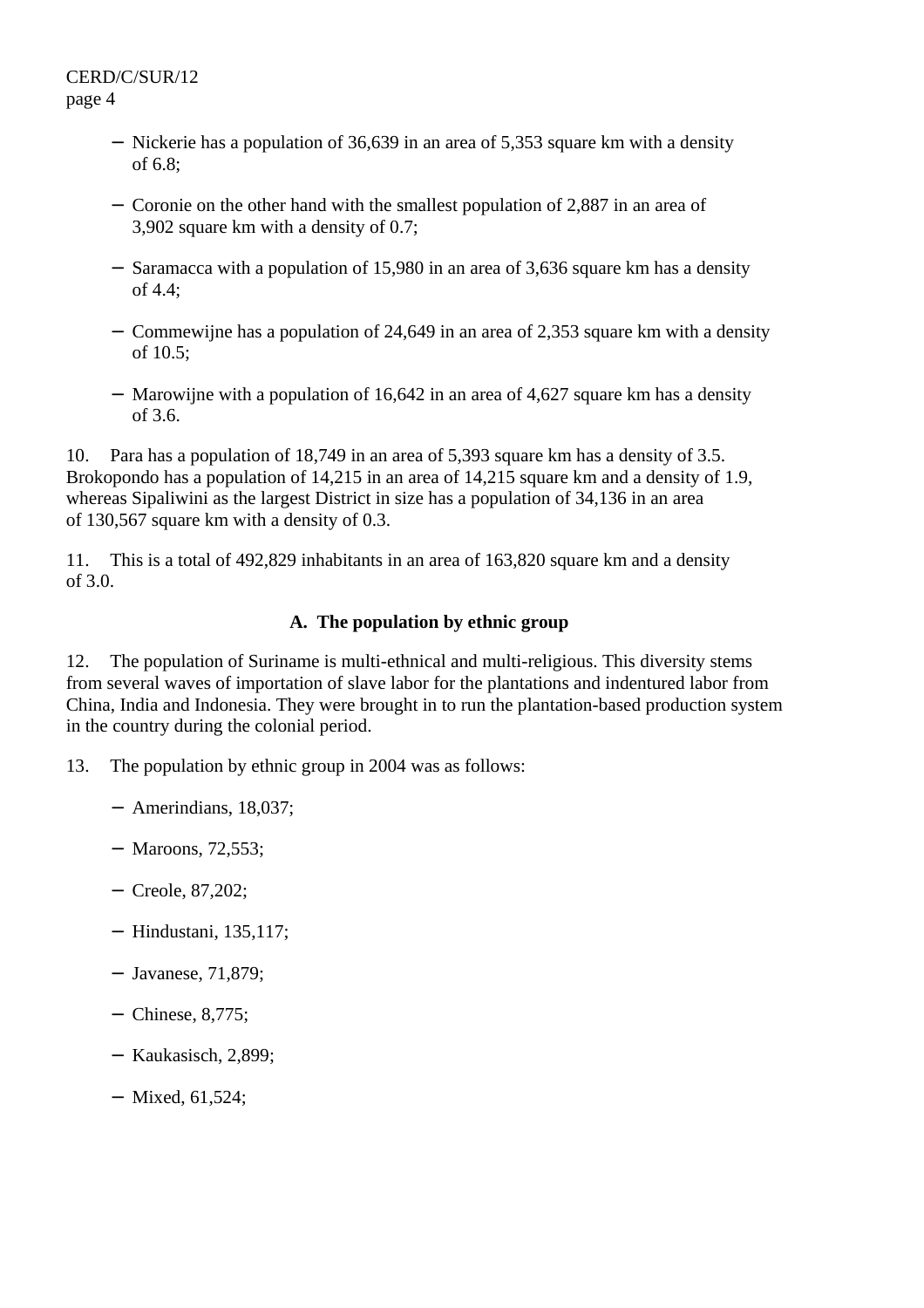- Nickerie has a population of 36,639 in an area of 5,353 square km with a density of 6.8;

- Coronie on the other hand with the smallest population of 2,887 in an area of 3,902 square km with a density of 0.7;

- Saramacca with a population of 15,980 in an area of 3,636 square km has a density of 4.4;

- Commewijne has a population of 24,649 in an area of 2,353 square km with a density of 10.5;

- Marowijne with a population of 16,642 in an area of 4,627 square km has a density of 3.6.

10. Para has a population of 18,749 in an area of 5,393 square km has a density of 3.5. Brokopondo has a population of 14,215 in an area of 14,215 square km and a density of 1.9, whereas Sipaliwini as the largest District in size has a population of 34,136 in an area of 130,567 square km with a density of 0.3.

11. This is a total of 492,829 inhabitants in an area of 163,820 square km and a density of 3.0.

## A. The population by ethnic group

12. The population of Suriname is multi-ethnical and multi-religious. This diversity stems from several waves of importation of slave labor for the plantations and indentured labor from China, India and Indonesia. They were brought in to run the plantation-based production system in the country during the colonial period.

13. The population by ethnic group in 2004 was as follows:

- Amerindians, 18,037;

- Maroons, 72,553;

- Creole, 87,202;

- Hindustani, 135,117;

- Javanese, 71,879;

- Chinese, 8,775;

- Kaukasisch, 2,899;

- Mixed, 61,524;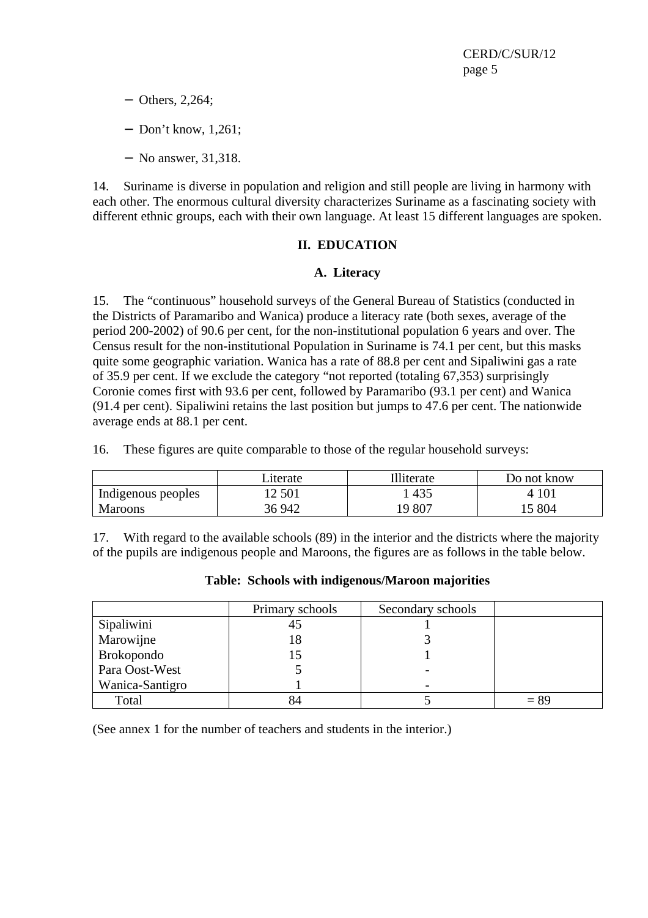- Others, 2,264;
- Don't know, 1,261;
- No answer, 31,318.

14. Suriname is diverse in population and religion and still people are living in harmony with each other. The enormous cultural diversity characterizes Suriname as a fascinating society with different ethnic groups, each with their own language. At least 15 different languages are spoken.

## II. EDUCATION

### A. Literacy

15. The "continuous" household surveys of the General Bureau of Statistics (conducted in the Districts of Paramaribo and Wanica) produce a literacy rate (both sexes, average of the period 200-2002) of 90.6 per cent, for the non-institutional population 6 years and over. The Census result for the non-institutional Population in Suriname is 74.1 per cent, but this masks quite some geographic variation. Wanica has a rate of 88.8 per cent and Sipaliwini gas a rate of 35.9 per cent. If we exclude the category "not reported (totaling 67,353) surprisingly Coronie comes first with 93.6 per cent, followed by Paramaribo (93.1 per cent) and Wanica (91.4 per cent). Sipaliwini retains the last position but jumps to 47.6 per cent. The nationwide average ends at 88.1 per cent.

16. These figures are quite comparable to those of the regular household surveys:

| | Literate | Illiterate | Do not know |
|---|---|---|---|
| Indigenous peoples | 12 501 | 1 435 | 4 101 |
| Maroons | 36 942 | 19 807 | 15 804 |

17. With regard to the available schools (89) in the interior and the districts where the majority of the pupils are indigenous people and Maroons, the figures are as follows in the table below.

**Table: Schools with indigenous/Maroon majorities**

| | Primary schools | Secondary schools | |
|---|---|---|---|
| Sipaliwini | 45 | 1 | |
| Marowijne | 18 | 3 | |
| Brokopondo | 15 | 1 | |
| Para Oost-West | 5 | - | |
| Wanica-Santigro | 1 | - | |
| Total | 84 | 5 | = 89 |

(See annex 1 for the number of teachers and students in the interior.)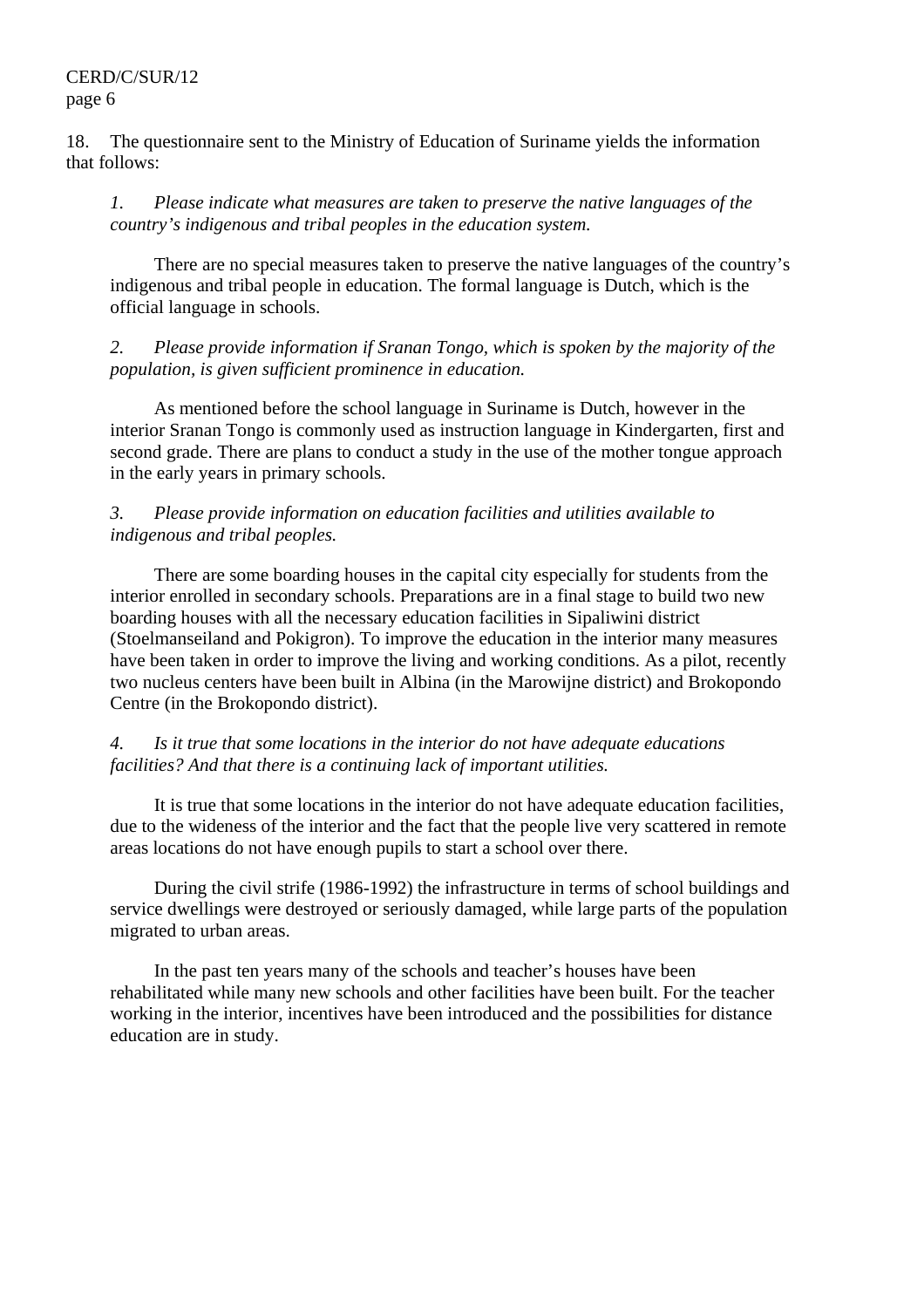18. The questionnaire sent to the Ministry of Education of Suriname yields the information that follows:

*1. Please indicate what measures are taken to preserve the native languages of the country's indigenous and tribal peoples in the education system.*

There are no special measures taken to preserve the native languages of the country's indigenous and tribal people in education. The formal language is Dutch, which is the official language in schools.

*2. Please provide information if Sranan Tongo, which is spoken by the majority of the population, is given sufficient prominence in education.*

As mentioned before the school language in Suriname is Dutch, however in the interior Sranan Tongo is commonly used as instruction language in Kindergarten, first and second grade. There are plans to conduct a study in the use of the mother tongue approach in the early years in primary schools.

*3. Please provide information on education facilities and utilities available to indigenous and tribal peoples.*

There are some boarding houses in the capital city especially for students from the interior enrolled in secondary schools. Preparations are in a final stage to build two new boarding houses with all the necessary education facilities in Sipaliwini district (Stoelmanseiland and Pokigron). To improve the education in the interior many measures have been taken in order to improve the living and working conditions. As a pilot, recently two nucleus centers have been built in Albina (in the Marowijne district) and Brokopondo Centre (in the Brokopondo district).

*4. Is it true that some locations in the interior do not have adequate educations facilities? And that there is a continuing lack of important utilities.*

It is true that some locations in the interior do not have adequate education facilities, due to the wideness of the interior and the fact that the people live very scattered in remote areas locations do not have enough pupils to start a school over there.

During the civil strife (1986-1992) the infrastructure in terms of school buildings and service dwellings were destroyed or seriously damaged, while large parts of the population migrated to urban areas.

In the past ten years many of the schools and teacher's houses have been rehabilitated while many new schools and other facilities have been built. For the teacher working in the interior, incentives have been introduced and the possibilities for distance education are in study.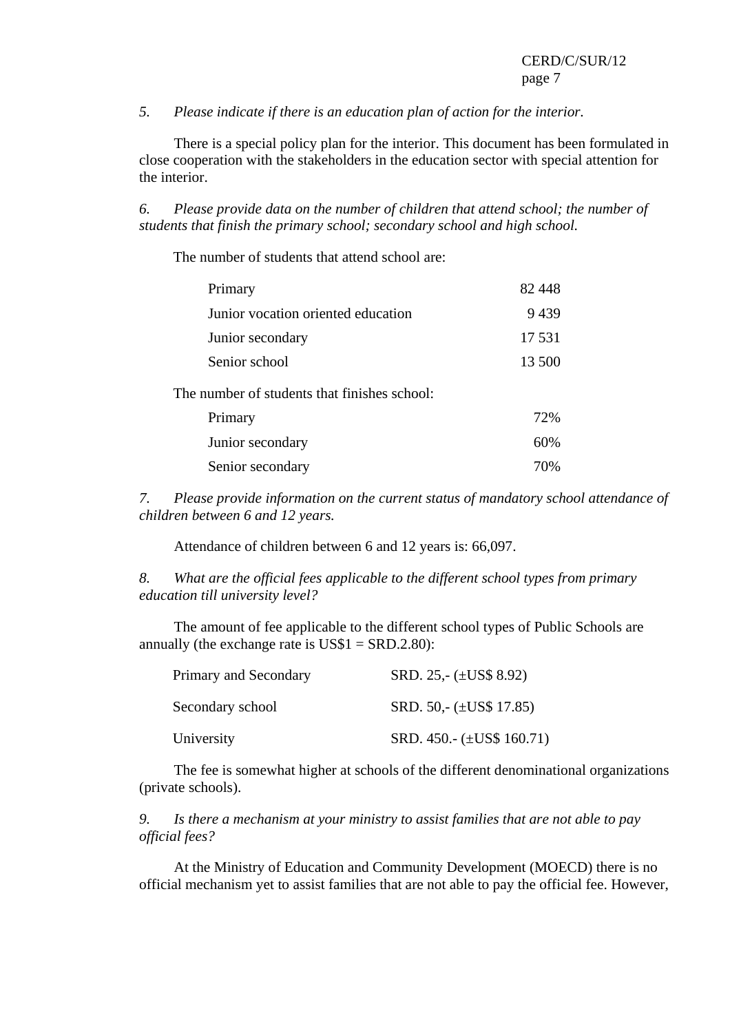*5. Please indicate if there is an education plan of action for the interior.*

There is a special policy plan for the interior. This document has been formulated in close cooperation with the stakeholders in the education sector with special attention for the interior.

*6. Please provide data on the number of children that attend school; the number of students that finish the primary school; secondary school and high school.*

The number of students that attend school are:

| | |
|---|---|
| Primary | 82 448 |
| Junior vocation oriented education | 9 439 |
| Junior secondary | 17 531 |
| Senior school | 13 500 |

The number of students that finishes school:

| | |
|---|---|
| Primary | 72% |
| Junior secondary | 60% |
| Senior secondary | 70% |

*7. Please provide information on the current status of mandatory school attendance of children between 6 and 12 years.*

Attendance of children between 6 and 12 years is: 66,097.

*8. What are the official fees applicable to the different school types from primary education till university level?*

The amount of fee applicable to the different school types of Public Schools are annually (the exchange rate is US$1 = SRD.2.80):

| | |
|---|---|
| Primary and Secondary | SRD. 25,- (±US$ 8.92) |
| Secondary school | SRD. 50,- (±US$ 17.85) |
| University | SRD. 450.- (±US$ 160.71) |

The fee is somewhat higher at schools of the different denominational organizations (private schools).

*9. Is there a mechanism at your ministry to assist families that are not able to pay official fees?*

At the Ministry of Education and Community Development (MOECD) there is no official mechanism yet to assist families that are not able to pay the official fee. However,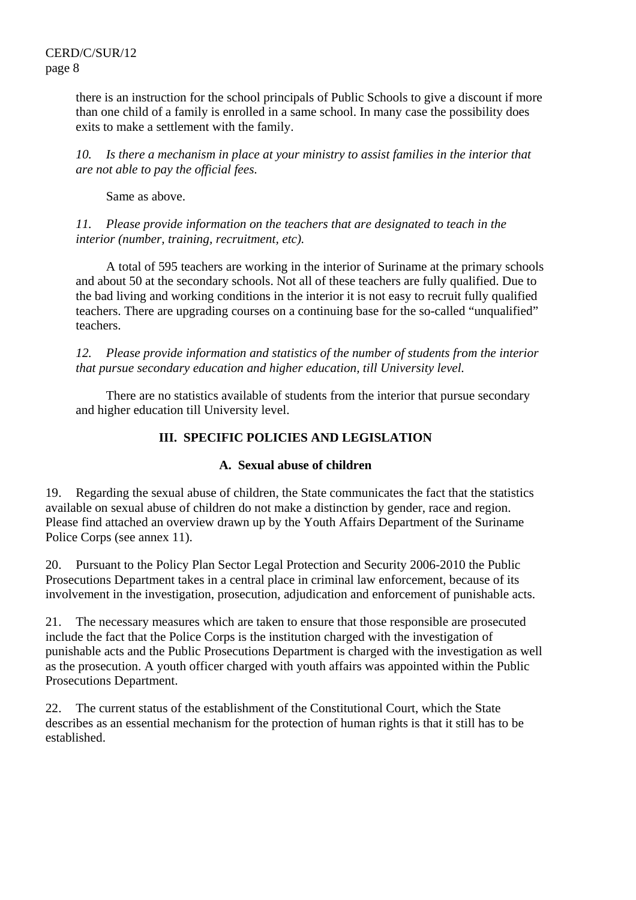there is an instruction for the school principals of Public Schools to give a discount if more than one child of a family is enrolled in a same school. In many case the possibility does exits to make a settlement with the family.

*10. Is there a mechanism in place at your ministry to assist families in the interior that are not able to pay the official fees.*

Same as above.

*11. Please provide information on the teachers that are designated to teach in the interior (number, training, recruitment, etc).*

A total of 595 teachers are working in the interior of Suriname at the primary schools and about 50 at the secondary schools. Not all of these teachers are fully qualified. Due to the bad living and working conditions in the interior it is not easy to recruit fully qualified teachers. There are upgrading courses on a continuing base for the so-called "unqualified" teachers.

*12. Please provide information and statistics of the number of students from the interior that pursue secondary education and higher education, till University level.*

There are no statistics available of students from the interior that pursue secondary and higher education till University level.

## III. SPECIFIC POLICIES AND LEGISLATION

### A. Sexual abuse of children

19. Regarding the sexual abuse of children, the State communicates the fact that the statistics available on sexual abuse of children do not make a distinction by gender, race and region. Please find attached an overview drawn up by the Youth Affairs Department of the Suriname Police Corps (see annex 11).

20. Pursuant to the Policy Plan Sector Legal Protection and Security 2006-2010 the Public Prosecutions Department takes in a central place in criminal law enforcement, because of its involvement in the investigation, prosecution, adjudication and enforcement of punishable acts.

21. The necessary measures which are taken to ensure that those responsible are prosecuted include the fact that the Police Corps is the institution charged with the investigation of punishable acts and the Public Prosecutions Department is charged with the investigation as well as the prosecution. A youth officer charged with youth affairs was appointed within the Public Prosecutions Department.

22. The current status of the establishment of the Constitutional Court, which the State describes as an essential mechanism for the protection of human rights is that it still has to be established.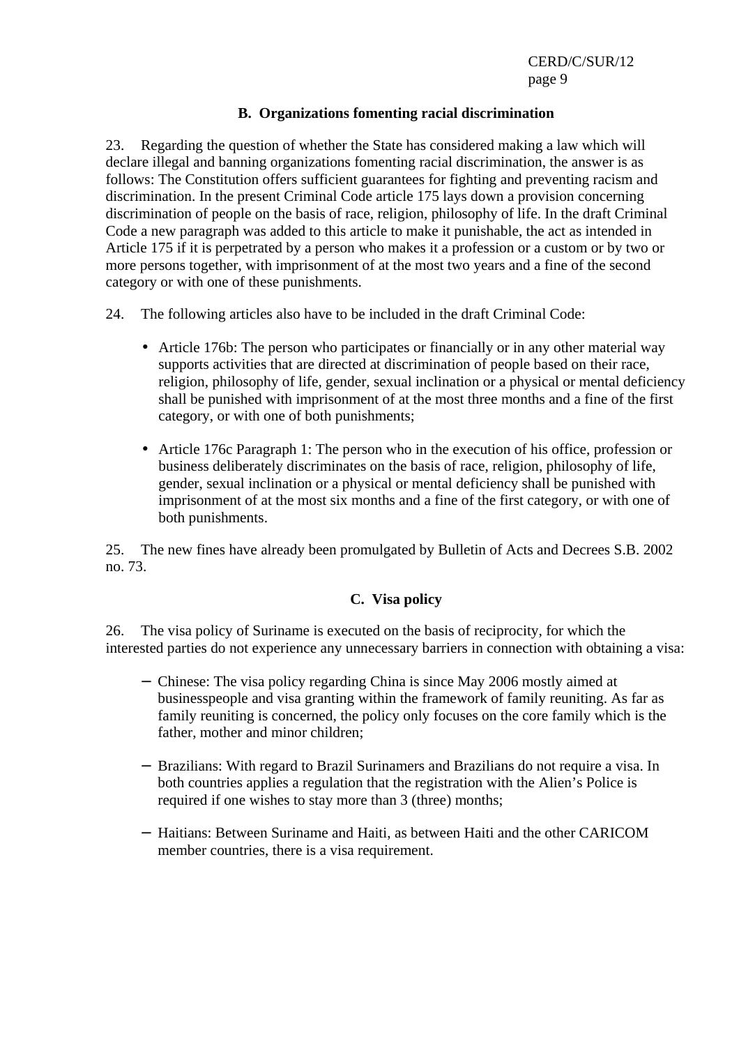### B. Organizations fomenting racial discrimination

23. Regarding the question of whether the State has considered making a law which will declare illegal and banning organizations fomenting racial discrimination, the answer is as follows: The Constitution offers sufficient guarantees for fighting and preventing racism and discrimination. In the present Criminal Code article 175 lays down a provision concerning discrimination of people on the basis of race, religion, philosophy of life. In the draft Criminal Code a new paragraph was added to this article to make it punishable, the act as intended in Article 175 if it is perpetrated by a person who makes it a profession or a custom or by two or more persons together, with imprisonment of at the most two years and a fine of the second category or with one of these punishments.

24. The following articles also have to be included in the draft Criminal Code:

- Article 176b: The person who participates or financially or in any other material way supports activities that are directed at discrimination of people based on their race, religion, philosophy of life, gender, sexual inclination or a physical or mental deficiency shall be punished with imprisonment of at the most three months and a fine of the first category, or with one of both punishments;

- Article 176c Paragraph 1: The person who in the execution of his office, profession or business deliberately discriminates on the basis of race, religion, philosophy of life, gender, sexual inclination or a physical or mental deficiency shall be punished with imprisonment of at the most six months and a fine of the first category, or with one of both punishments.

25. The new fines have already been promulgated by Bulletin of Acts and Decrees S.B. 2002 no. 73.

### C. Visa policy

26. The visa policy of Suriname is executed on the basis of reciprocity, for which the interested parties do not experience any unnecessary barriers in connection with obtaining a visa:

- Chinese: The visa policy regarding China is since May 2006 mostly aimed at businesspeople and visa granting within the framework of family reuniting. As far as family reuniting is concerned, the policy only focuses on the core family which is the father, mother and minor children;

- Brazilians: With regard to Brazil Surinamers and Brazilians do not require a visa. In both countries applies a regulation that the registration with the Alien's Police is required if one wishes to stay more than 3 (three) months;

- Haitians: Between Suriname and Haiti, as between Haiti and the other CARICOM member countries, there is a visa requirement.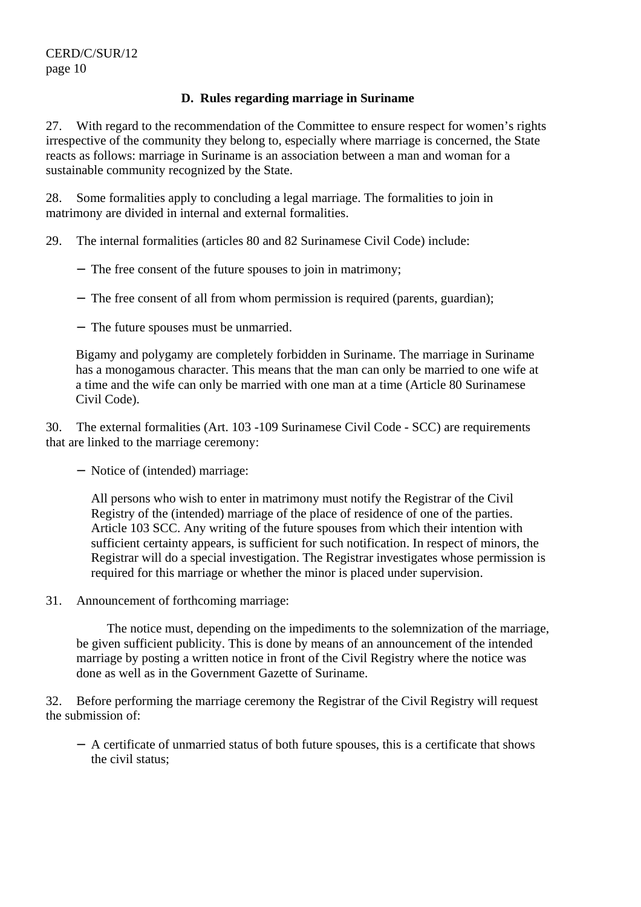### D. Rules regarding marriage in Suriname

27. With regard to the recommendation of the Committee to ensure respect for women's rights irrespective of the community they belong to, especially where marriage is concerned, the State reacts as follows: marriage in Suriname is an association between a man and woman for a sustainable community recognized by the State.

28. Some formalities apply to concluding a legal marriage. The formalities to join in matrimony are divided in internal and external formalities.

29. The internal formalities (articles 80 and 82 Surinamese Civil Code) include:

- The free consent of the future spouses to join in matrimony;
- The free consent of all from whom permission is required (parents, guardian);
- The future spouses must be unmarried.

Bigamy and polygamy are completely forbidden in Suriname. The marriage in Suriname has a monogamous character. This means that the man can only be married to one wife at a time and the wife can only be married with one man at a time (Article 80 Surinamese Civil Code).

30. The external formalities (Art. 103 -109 Surinamese Civil Code - SCC) are requirements that are linked to the marriage ceremony:

- Notice of (intended) marriage:

  All persons who wish to enter in matrimony must notify the Registrar of the Civil Registry of the (intended) marriage of the place of residence of one of the parties. Article 103 SCC. Any writing of the future spouses from which their intention with sufficient certainty appears, is sufficient for such notification. In respect of minors, the Registrar will do a special investigation. The Registrar investigates whose permission is required for this marriage or whether the minor is placed under supervision.

31. Announcement of forthcoming marriage:

The notice must, depending on the impediments to the solemnization of the marriage, be given sufficient publicity. This is done by means of an announcement of the intended marriage by posting a written notice in front of the Civil Registry where the notice was done as well as in the Government Gazette of Suriname.

32. Before performing the marriage ceremony the Registrar of the Civil Registry will request the submission of:

- A certificate of unmarried status of both future spouses, this is a certificate that shows the civil status;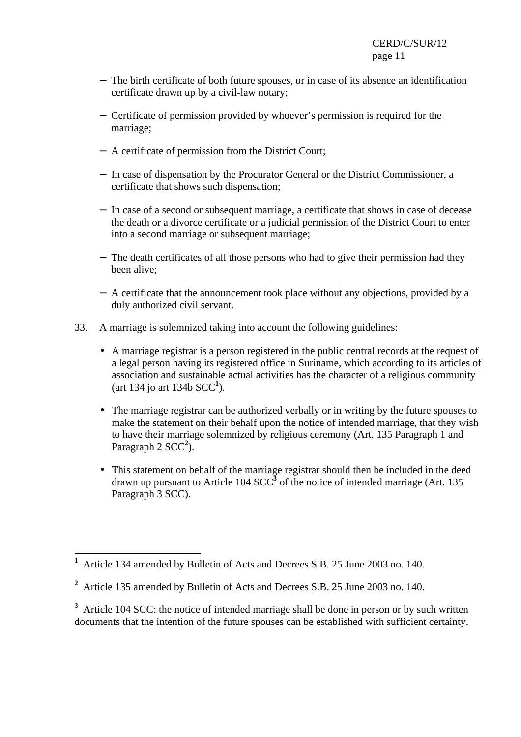- The birth certificate of both future spouses, or in case of its absence an identification certificate drawn up by a civil-law notary;

- Certificate of permission provided by whoever's permission is required for the marriage;

- A certificate of permission from the District Court;

- In case of dispensation by the Procurator General or the District Commissioner, a certificate that shows such dispensation;

- In case of a second or subsequent marriage, a certificate that shows in case of decease the death or a divorce certificate or a judicial permission of the District Court to enter into a second marriage or subsequent marriage;

- The death certificates of all those persons who had to give their permission had they been alive;

- A certificate that the announcement took place without any objections, provided by a duly authorized civil servant.

33. A marriage is solemnized taking into account the following guidelines:

- A marriage registrar is a person registered in the public central records at the request of a legal person having its registered office in Suriname, which according to its articles of association and sustainable actual activities has the character of a religious community (art 134 jo art 134b SCC[1]).

- The marriage registrar can be authorized verbally or in writing by the future spouses to make the statement on their behalf upon the notice of intended marriage, that they wish to have their marriage solemnized by religious ceremony (Art. 135 Paragraph 1 and Paragraph 2 SCC[2]).

- This statement on behalf of the marriage registrar should then be included in the deed drawn up pursuant to Article 104 SCC[3] of the notice of intended marriage (Art. 135 Paragraph 3 SCC).

---

[1] Article 134 amended by Bulletin of Acts and Decrees S.B. 25 June 2003 no. 140.

[2] Article 135 amended by Bulletin of Acts and Decrees S.B. 25 June 2003 no. 140.

[3] Article 104 SCC: the notice of intended marriage shall be done in person or by such written documents that the intention of the future spouses can be established with sufficient certainty.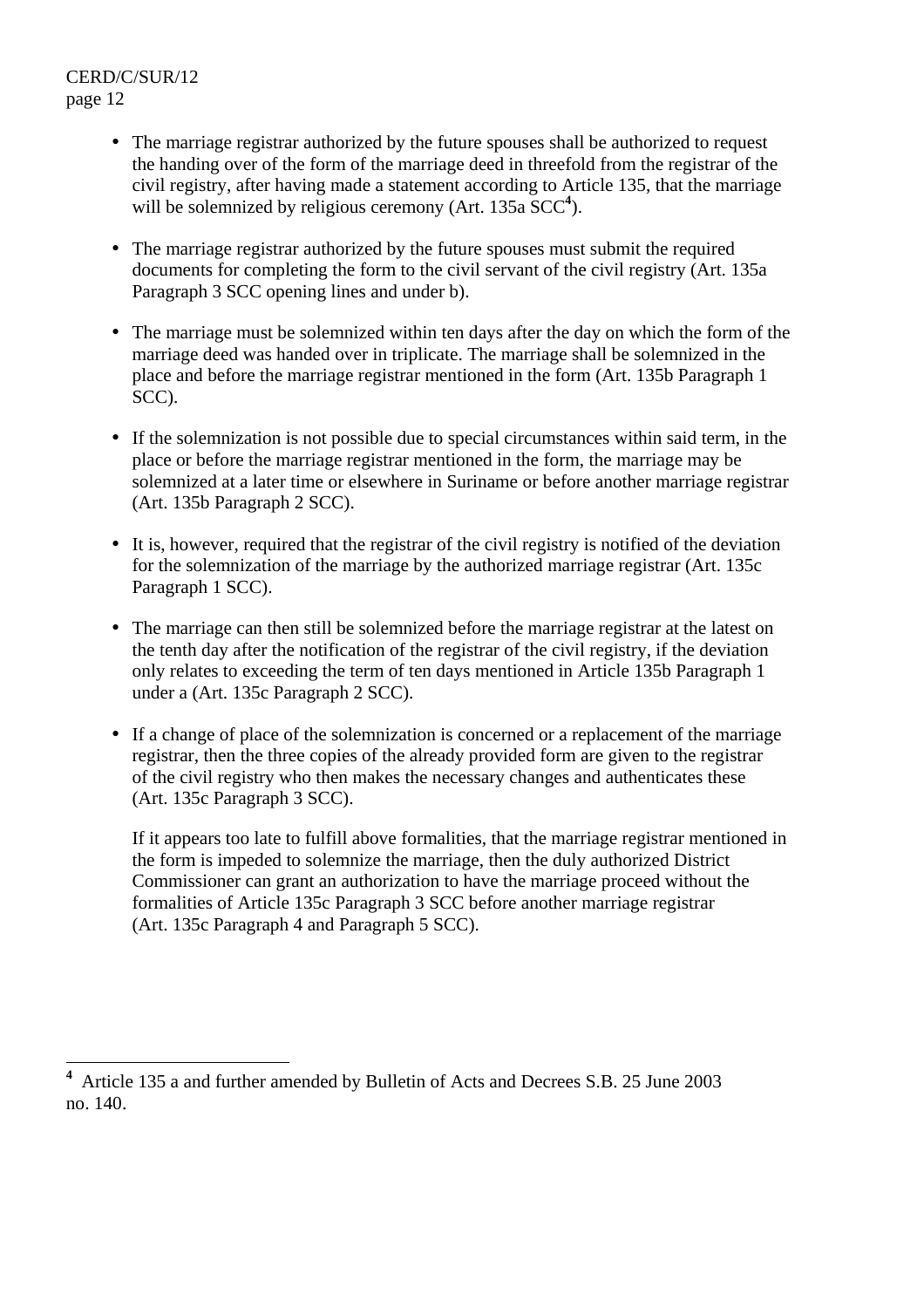- The marriage registrar authorized by the future spouses shall be authorized to request the handing over of the form of the marriage deed in threefold from the registrar of the civil registry, after having made a statement according to Article 135, that the marriage will be solemnized by religious ceremony (Art. 135a SCC[4]).

- The marriage registrar authorized by the future spouses must submit the required documents for completing the form to the civil servant of the civil registry (Art. 135a Paragraph 3 SCC opening lines and under b).

- The marriage must be solemnized within ten days after the day on which the form of the marriage deed was handed over in triplicate. The marriage shall be solemnized in the place and before the marriage registrar mentioned in the form (Art. 135b Paragraph 1 SCC).

- If the solemnization is not possible due to special circumstances within said term, in the place or before the marriage registrar mentioned in the form, the marriage may be solemnized at a later time or elsewhere in Suriname or before another marriage registrar (Art. 135b Paragraph 2 SCC).

- It is, however, required that the registrar of the civil registry is notified of the deviation for the solemnization of the marriage by the authorized marriage registrar (Art. 135c Paragraph 1 SCC).

- The marriage can then still be solemnized before the marriage registrar at the latest on the tenth day after the notification of the registrar of the civil registry, if the deviation only relates to exceeding the term of ten days mentioned in Article 135b Paragraph 1 under a (Art. 135c Paragraph 2 SCC).

- If a change of place of the solemnization is concerned or a replacement of the marriage registrar, then the three copies of the already provided form are given to the registrar of the civil registry who then makes the necessary changes and authenticates these (Art. 135c Paragraph 3 SCC).

  If it appears too late to fulfill above formalities, that the marriage registrar mentioned in the form is impeded to solemnize the marriage, then the duly authorized District Commissioner can grant an authorization to have the marriage proceed without the formalities of Article 135c Paragraph 3 SCC before another marriage registrar (Art. 135c Paragraph 4 and Paragraph 5 SCC).

---

[4] Article 135 a and further amended by Bulletin of Acts and Decrees S.B. 25 June 2003 no. 140.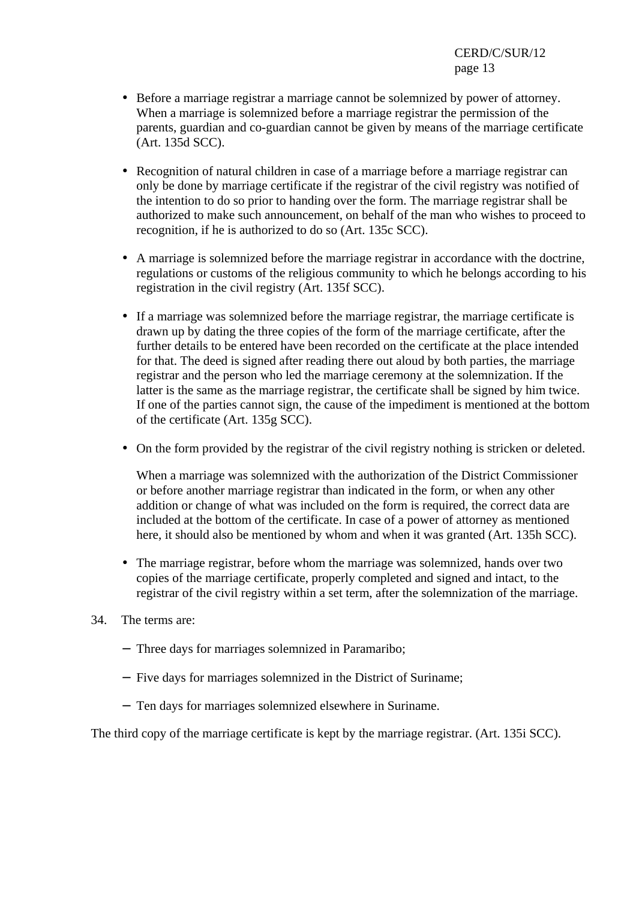- Before a marriage registrar a marriage cannot be solemnized by power of attorney. When a marriage is solemnized before a marriage registrar the permission of the parents, guardian and co-guardian cannot be given by means of the marriage certificate (Art. 135d SCC).

- Recognition of natural children in case of a marriage before a marriage registrar can only be done by marriage certificate if the registrar of the civil registry was notified of the intention to do so prior to handing over the form. The marriage registrar shall be authorized to make such announcement, on behalf of the man who wishes to proceed to recognition, if he is authorized to do so (Art. 135c SCC).

- A marriage is solemnized before the marriage registrar in accordance with the doctrine, regulations or customs of the religious community to which he belongs according to his registration in the civil registry (Art. 135f SCC).

- If a marriage was solemnized before the marriage registrar, the marriage certificate is drawn up by dating the three copies of the form of the marriage certificate, after the further details to be entered have been recorded on the certificate at the place intended for that. The deed is signed after reading there out aloud by both parties, the marriage registrar and the person who led the marriage ceremony at the solemnization. If the latter is the same as the marriage registrar, the certificate shall be signed by him twice. If one of the parties cannot sign, the cause of the impediment is mentioned at the bottom of the certificate (Art. 135g SCC).

- On the form provided by the registrar of the civil registry nothing is stricken or deleted.

  When a marriage was solemnized with the authorization of the District Commissioner or before another marriage registrar than indicated in the form, or when any other addition or change of what was included on the form is required, the correct data are included at the bottom of the certificate. In case of a power of attorney as mentioned here, it should also be mentioned by whom and when it was granted (Art. 135h SCC).

- The marriage registrar, before whom the marriage was solemnized, hands over two copies of the marriage certificate, properly completed and signed and intact, to the registrar of the civil registry within a set term, after the solemnization of the marriage.

34. The terms are:

    - Three days for marriages solemnized in Paramaribo;
    - Five days for marriages solemnized in the District of Suriname;
    - Ten days for marriages solemnized elsewhere in Suriname.

The third copy of the marriage certificate is kept by the marriage registrar. (Art. 135i SCC).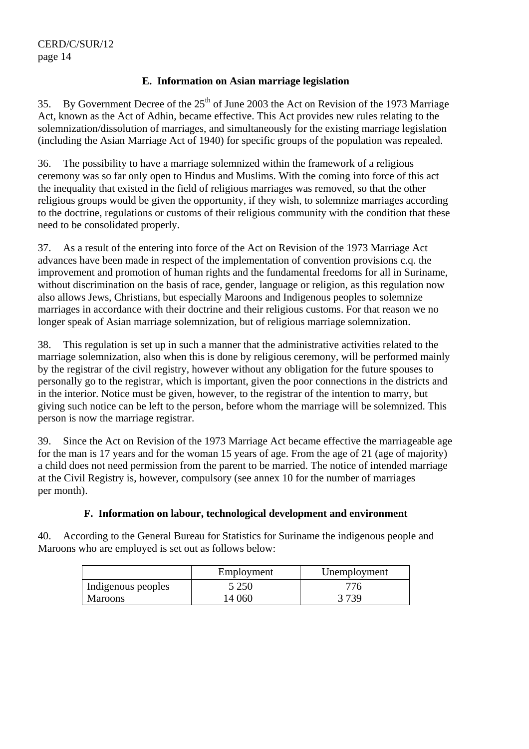### E. Information on Asian marriage legislation

35. By Government Decree of the 25th of June 2003 the Act on Revision of the 1973 Marriage Act, known as the Act of Adhin, became effective. This Act provides new rules relating to the solemnization/dissolution of marriages, and simultaneously for the existing marriage legislation (including the Asian Marriage Act of 1940) for specific groups of the population was repealed.

36. The possibility to have a marriage solemnized within the framework of a religious ceremony was so far only open to Hindus and Muslims. With the coming into force of this act the inequality that existed in the field of religious marriages was removed, so that the other religious groups would be given the opportunity, if they wish, to solemnize marriages according to the doctrine, regulations or customs of their religious community with the condition that these need to be consolidated properly.

37. As a result of the entering into force of the Act on Revision of the 1973 Marriage Act advances have been made in respect of the implementation of convention provisions c.q. the improvement and promotion of human rights and the fundamental freedoms for all in Suriname, without discrimination on the basis of race, gender, language or religion, as this regulation now also allows Jews, Christians, but especially Maroons and Indigenous peoples to solemnize marriages in accordance with their doctrine and their religious customs. For that reason we no longer speak of Asian marriage solemnization, but of religious marriage solemnization.

38. This regulation is set up in such a manner that the administrative activities related to the marriage solemnization, also when this is done by religious ceremony, will be performed mainly by the registrar of the civil registry, however without any obligation for the future spouses to personally go to the registrar, which is important, given the poor connections in the districts and in the interior. Notice must be given, however, to the registrar of the intention to marry, but giving such notice can be left to the person, before whom the marriage will be solemnized. This person is now the marriage registrar.

39. Since the Act on Revision of the 1973 Marriage Act became effective the marriageable age for the man is 17 years and for the woman 15 years of age. From the age of 21 (age of majority) a child does not need permission from the parent to be married. The notice of intended marriage at the Civil Registry is, however, compulsory (see annex 10 for the number of marriages per month).

### F. Information on labour, technological development and environment

40. According to the General Bureau for Statistics for Suriname the indigenous people and Maroons who are employed is set out as follows below:

| | Employment | Unemployment |
|---|---|---|
| Indigenous peoples | 5 250 | 776 |
| Maroons | 14 060 | 3 739 |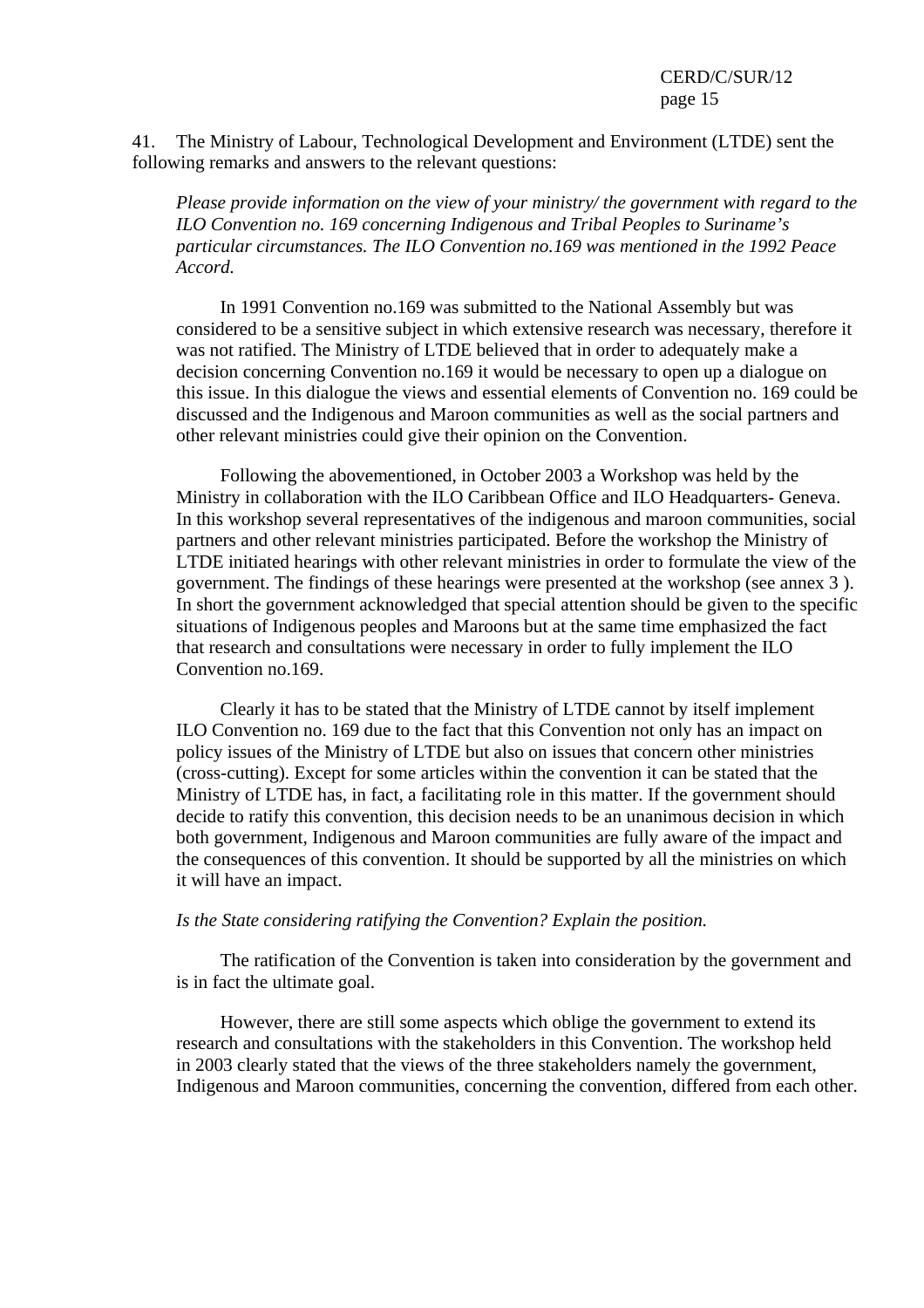41. The Ministry of Labour, Technological Development and Environment (LTDE) sent the following remarks and answers to the relevant questions:

*Please provide information on the view of your ministry/ the government with regard to the ILO Convention no. 169 concerning Indigenous and Tribal Peoples to Suriname's particular circumstances. The ILO Convention no.169 was mentioned in the 1992 Peace Accord.*

In 1991 Convention no.169 was submitted to the National Assembly but was considered to be a sensitive subject in which extensive research was necessary, therefore it was not ratified. The Ministry of LTDE believed that in order to adequately make a decision concerning Convention no.169 it would be necessary to open up a dialogue on this issue. In this dialogue the views and essential elements of Convention no. 169 could be discussed and the Indigenous and Maroon communities as well as the social partners and other relevant ministries could give their opinion on the Convention.

Following the abovementioned, in October 2003 a Workshop was held by the Ministry in collaboration with the ILO Caribbean Office and ILO Headquarters- Geneva. In this workshop several representatives of the indigenous and maroon communities, social partners and other relevant ministries participated. Before the workshop the Ministry of LTDE initiated hearings with other relevant ministries in order to formulate the view of the government. The findings of these hearings were presented at the workshop (see annex 3 ). In short the government acknowledged that special attention should be given to the specific situations of Indigenous peoples and Maroons but at the same time emphasized the fact that research and consultations were necessary in order to fully implement the ILO Convention no.169.

Clearly it has to be stated that the Ministry of LTDE cannot by itself implement ILO Convention no. 169 due to the fact that this Convention not only has an impact on policy issues of the Ministry of LTDE but also on issues that concern other ministries (cross-cutting). Except for some articles within the convention it can be stated that the Ministry of LTDE has, in fact, a facilitating role in this matter. If the government should decide to ratify this convention, this decision needs to be an unanimous decision in which both government, Indigenous and Maroon communities are fully aware of the impact and the consequences of this convention. It should be supported by all the ministries on which it will have an impact.

*Is the State considering ratifying the Convention? Explain the position.*

The ratification of the Convention is taken into consideration by the government and is in fact the ultimate goal.

However, there are still some aspects which oblige the government to extend its research and consultations with the stakeholders in this Convention. The workshop held in 2003 clearly stated that the views of the three stakeholders namely the government, Indigenous and Maroon communities, concerning the convention, differed from each other.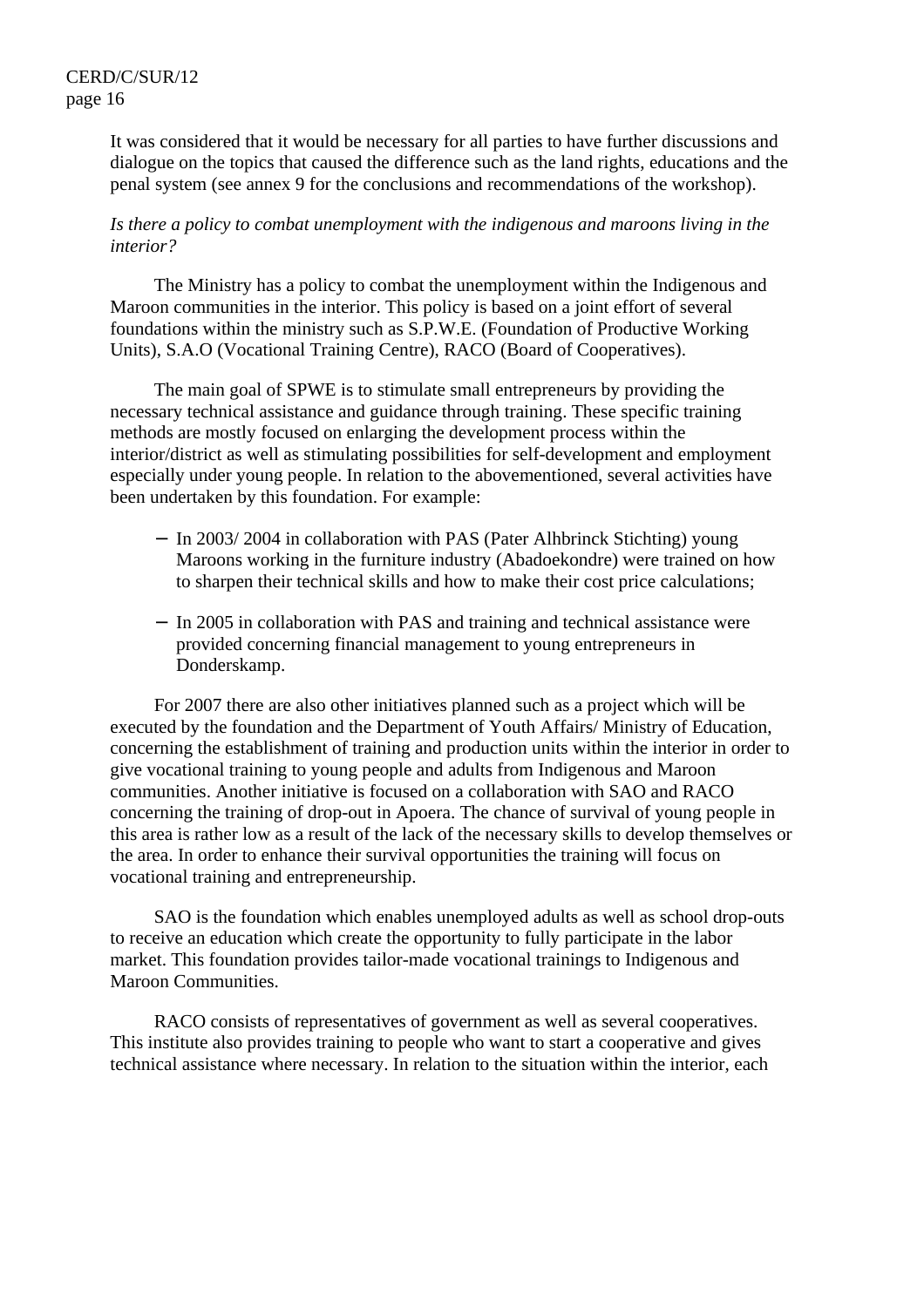It was considered that it would be necessary for all parties to have further discussions and dialogue on the topics that caused the difference such as the land rights, educations and the penal system (see annex 9 for the conclusions and recommendations of the workshop).

*Is there a policy to combat unemployment with the indigenous and maroons living in the interior?*

The Ministry has a policy to combat the unemployment within the Indigenous and Maroon communities in the interior. This policy is based on a joint effort of several foundations within the ministry such as S.P.W.E. (Foundation of Productive Working Units), S.A.O (Vocational Training Centre), RACO (Board of Cooperatives).

The main goal of SPWE is to stimulate small entrepreneurs by providing the necessary technical assistance and guidance through training. These specific training methods are mostly focused on enlarging the development process within the interior/district as well as stimulating possibilities for self-development and employment especially under young people. In relation to the abovementioned, several activities have been undertaken by this foundation. For example:

- In 2003/ 2004 in collaboration with PAS (Pater Alhbrinck Stichting) young Maroons working in the furniture industry (Abadoekondre) were trained on how to sharpen their technical skills and how to make their cost price calculations;

- In 2005 in collaboration with PAS and training and technical assistance were provided concerning financial management to young entrepreneurs in Donderskamp.

For 2007 there are also other initiatives planned such as a project which will be executed by the foundation and the Department of Youth Affairs/ Ministry of Education, concerning the establishment of training and production units within the interior in order to give vocational training to young people and adults from Indigenous and Maroon communities. Another initiative is focused on a collaboration with SAO and RACO concerning the training of drop-out in Apoera. The chance of survival of young people in this area is rather low as a result of the lack of the necessary skills to develop themselves or the area. In order to enhance their survival opportunities the training will focus on vocational training and entrepreneurship.

SAO is the foundation which enables unemployed adults as well as school drop-outs to receive an education which create the opportunity to fully participate in the labor market. This foundation provides tailor-made vocational trainings to Indigenous and Maroon Communities.

RACO consists of representatives of government as well as several cooperatives. This institute also provides training to people who want to start a cooperative and gives technical assistance where necessary. In relation to the situation within the interior, each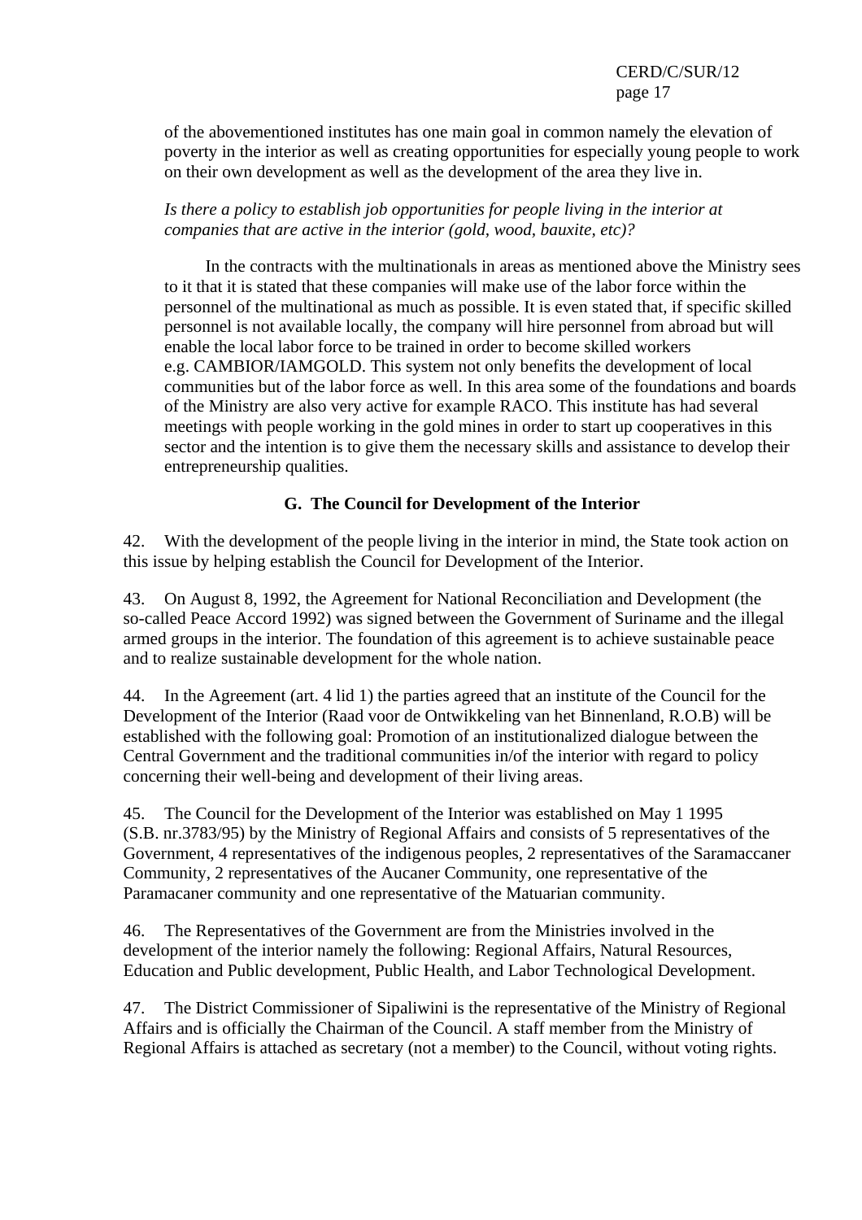of the abovementioned institutes has one main goal in common namely the elevation of poverty in the interior as well as creating opportunities for especially young people to work on their own development as well as the development of the area they live in.

*Is there a policy to establish job opportunities for people living in the interior at companies that are active in the interior (gold, wood, bauxite, etc)?*

In the contracts with the multinationals in areas as mentioned above the Ministry sees to it that it is stated that these companies will make use of the labor force within the personnel of the multinational as much as possible. It is even stated that, if specific skilled personnel is not available locally, the company will hire personnel from abroad but will enable the local labor force to be trained in order to become skilled workers e.g. CAMBIOR/IAMGOLD. This system not only benefits the development of local communities but of the labor force as well. In this area some of the foundations and boards of the Ministry are also very active for example RACO. This institute has had several meetings with people working in the gold mines in order to start up cooperatives in this sector and the intention is to give them the necessary skills and assistance to develop their entrepreneurship qualities.

### G. The Council for Development of the Interior

42. With the development of the people living in the interior in mind, the State took action on this issue by helping establish the Council for Development of the Interior.

43. On August 8, 1992, the Agreement for National Reconciliation and Development (the so-called Peace Accord 1992) was signed between the Government of Suriname and the illegal armed groups in the interior. The foundation of this agreement is to achieve sustainable peace and to realize sustainable development for the whole nation.

44. In the Agreement (art. 4 lid 1) the parties agreed that an institute of the Council for the Development of the Interior (Raad voor de Ontwikkeling van het Binnenland, R.O.B) will be established with the following goal: Promotion of an institutionalized dialogue between the Central Government and the traditional communities in/of the interior with regard to policy concerning their well-being and development of their living areas.

45. The Council for the Development of the Interior was established on May 1 1995 (S.B. nr.3783/95) by the Ministry of Regional Affairs and consists of 5 representatives of the Government, 4 representatives of the indigenous peoples, 2 representatives of the Saramaccaner Community, 2 representatives of the Aucaner Community, one representative of the Paramacaner community and one representative of the Matuarian community.

46. The Representatives of the Government are from the Ministries involved in the development of the interior namely the following: Regional Affairs, Natural Resources, Education and Public development, Public Health, and Labor Technological Development.

47. The District Commissioner of Sipaliwini is the representative of the Ministry of Regional Affairs and is officially the Chairman of the Council. A staff member from the Ministry of Regional Affairs is attached as secretary (not a member) to the Council, without voting rights.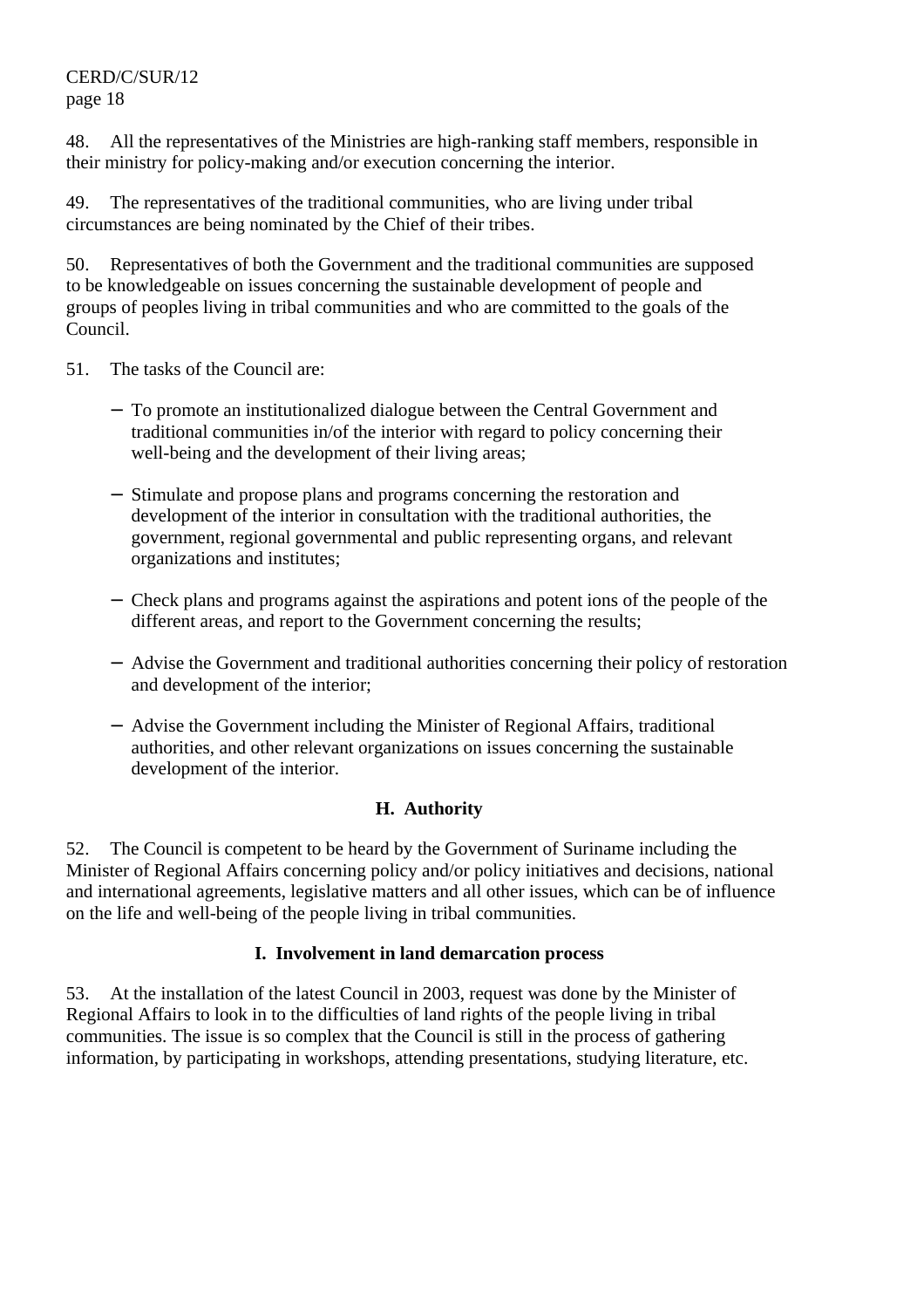48. All the representatives of the Ministries are high-ranking staff members, responsible in their ministry for policy-making and/or execution concerning the interior.

49. The representatives of the traditional communities, who are living under tribal circumstances are being nominated by the Chief of their tribes.

50. Representatives of both the Government and the traditional communities are supposed to be knowledgeable on issues concerning the sustainable development of people and groups of peoples living in tribal communities and who are committed to the goals of the Council.

51. The tasks of the Council are:

- To promote an institutionalized dialogue between the Central Government and traditional communities in/of the interior with regard to policy concerning their well-being and the development of their living areas;
- Stimulate and propose plans and programs concerning the restoration and development of the interior in consultation with the traditional authorities, the government, regional governmental and public representing organs, and relevant organizations and institutes;
- Check plans and programs against the aspirations and potent ions of the people of the different areas, and report to the Government concerning the results;
- Advise the Government and traditional authorities concerning their policy of restoration and development of the interior;
- Advise the Government including the Minister of Regional Affairs, traditional authorities, and other relevant organizations on issues concerning the sustainable development of the interior.

## H. Authority

52. The Council is competent to be heard by the Government of Suriname including the Minister of Regional Affairs concerning policy and/or policy initiatives and decisions, national and international agreements, legislative matters and all other issues, which can be of influence on the life and well-being of the people living in tribal communities.

## I. Involvement in land demarcation process

53. At the installation of the latest Council in 2003, request was done by the Minister of Regional Affairs to look in to the difficulties of land rights of the people living in tribal communities. The issue is so complex that the Council is still in the process of gathering information, by participating in workshops, attending presentations, studying literature, etc.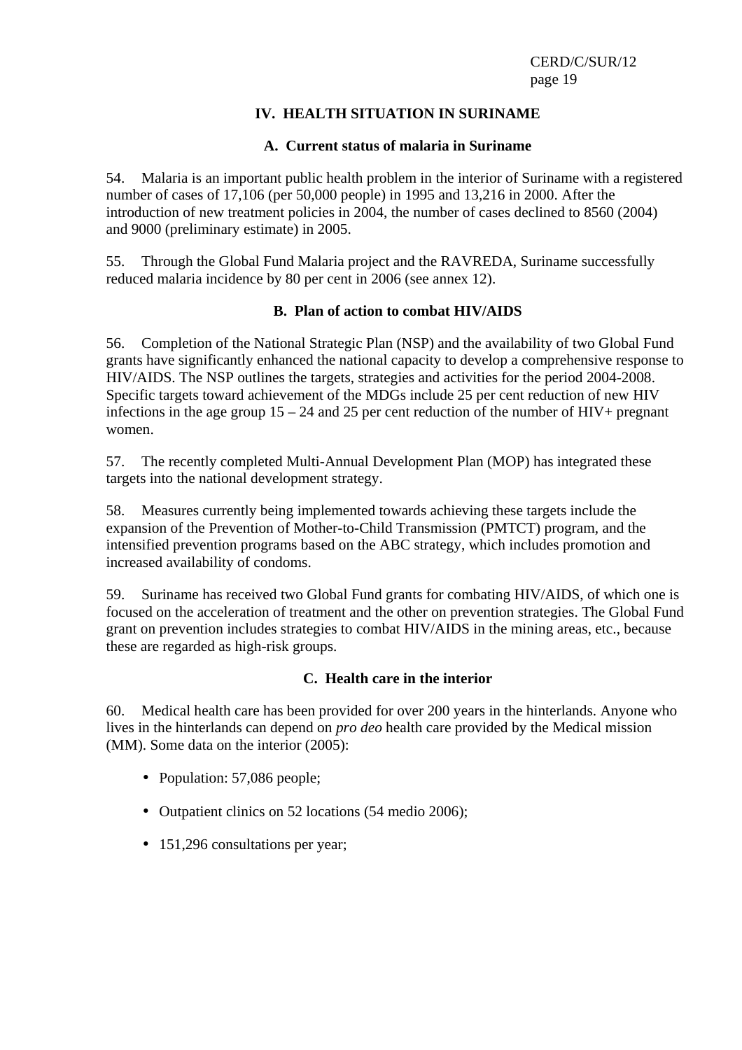## IV. HEALTH SITUATION IN SURINAME

### A. Current status of malaria in Suriname

54. Malaria is an important public health problem in the interior of Suriname with a registered number of cases of 17,106 (per 50,000 people) in 1995 and 13,216 in 2000. After the introduction of new treatment policies in 2004, the number of cases declined to 8560 (2004) and 9000 (preliminary estimate) in 2005.

55. Through the Global Fund Malaria project and the RAVREDA, Suriname successfully reduced malaria incidence by 80 per cent in 2006 (see annex 12).

### B. Plan of action to combat HIV/AIDS

56. Completion of the National Strategic Plan (NSP) and the availability of two Global Fund grants have significantly enhanced the national capacity to develop a comprehensive response to HIV/AIDS. The NSP outlines the targets, strategies and activities for the period 2004-2008. Specific targets toward achievement of the MDGs include 25 per cent reduction of new HIV infections in the age group 15 – 24 and 25 per cent reduction of the number of HIV+ pregnant women.

57. The recently completed Multi-Annual Development Plan (MOP) has integrated these targets into the national development strategy.

58. Measures currently being implemented towards achieving these targets include the expansion of the Prevention of Mother-to-Child Transmission (PMTCT) program, and the intensified prevention programs based on the ABC strategy, which includes promotion and increased availability of condoms.

59. Suriname has received two Global Fund grants for combating HIV/AIDS, of which one is focused on the acceleration of treatment and the other on prevention strategies. The Global Fund grant on prevention includes strategies to combat HIV/AIDS in the mining areas, etc., because these are regarded as high-risk groups.

### C. Health care in the interior

60. Medical health care has been provided for over 200 years in the hinterlands. Anyone who lives in the hinterlands can depend on *pro deo* health care provided by the Medical mission (MM). Some data on the interior (2005):

- Population: 57,086 people;
- Outpatient clinics on 52 locations (54 medio 2006);
- 151,296 consultations per year;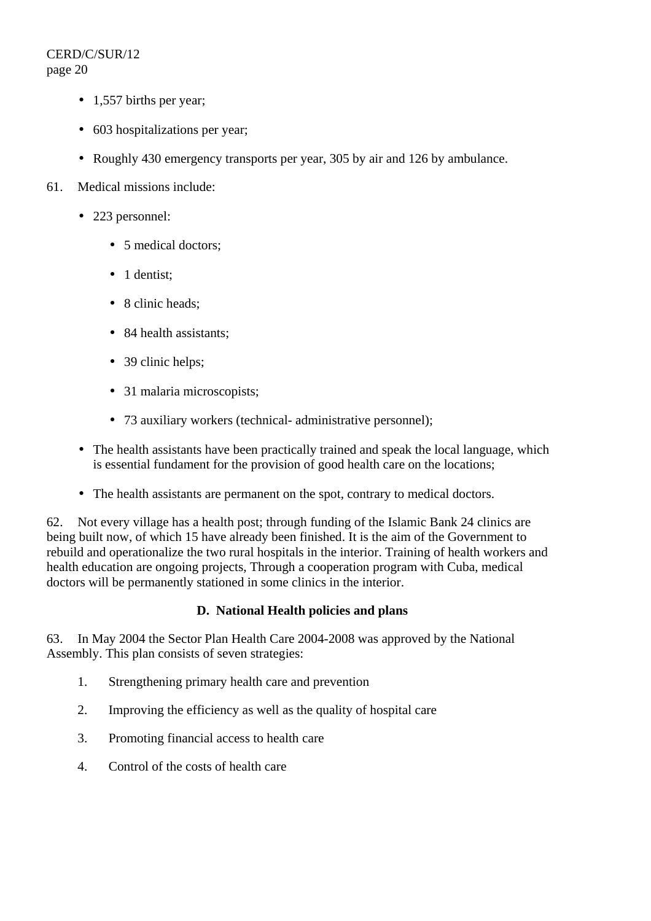- 1,557 births per year;
- 603 hospitalizations per year;
- Roughly 430 emergency transports per year, 305 by air and 126 by ambulance.

61. Medical missions include:

- 223 personnel:
  - 5 medical doctors;
  - 1 dentist;
  - 8 clinic heads;
  - 84 health assistants;
  - 39 clinic helps;
  - 31 malaria microscopists;
  - 73 auxiliary workers (technical- administrative personnel);
- The health assistants have been practically trained and speak the local language, which is essential fundament for the provision of good health care on the locations;
- The health assistants are permanent on the spot, contrary to medical doctors.

62. Not every village has a health post; through funding of the Islamic Bank 24 clinics are being built now, of which 15 have already been finished. It is the aim of the Government to rebuild and operationalize the two rural hospitals in the interior. Training of health workers and health education are ongoing projects, Through a cooperation program with Cuba, medical doctors will be permanently stationed in some clinics in the interior.

## D. National Health policies and plans

63. In May 2004 the Sector Plan Health Care 2004-2008 was approved by the National Assembly. This plan consists of seven strategies:

1. Strengthening primary health care and prevention
2. Improving the efficiency as well as the quality of hospital care
3. Promoting financial access to health care
4. Control of the costs of health care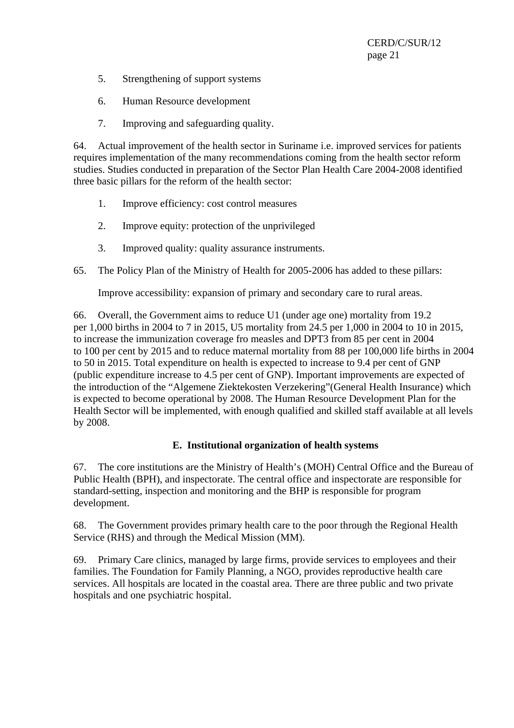5. Strengthening of support systems

6. Human Resource development

7. Improving and safeguarding quality.

64. Actual improvement of the health sector in Suriname i.e. improved services for patients requires implementation of the many recommendations coming from the health sector reform studies. Studies conducted in preparation of the Sector Plan Health Care 2004-2008 identified three basic pillars for the reform of the health sector:

1. Improve efficiency: cost control measures

2. Improve equity: protection of the unprivileged

3. Improved quality: quality assurance instruments.

65. The Policy Plan of the Ministry of Health for 2005-2006 has added to these pillars:

Improve accessibility: expansion of primary and secondary care to rural areas.

66. Overall, the Government aims to reduce U1 (under age one) mortality from 19.2 per 1,000 births in 2004 to 7 in 2015, U5 mortality from 24.5 per 1,000 in 2004 to 10 in 2015, to increase the immunization coverage fro measles and DPT3 from 85 per cent in 2004 to 100 per cent by 2015 and to reduce maternal mortality from 88 per 100,000 life births in 2004 to 50 in 2015. Total expenditure on health is expected to increase to 9.4 per cent of GNP (public expenditure increase to 4.5 per cent of GNP). Important improvements are expected of the introduction of the "Algemene Ziektekosten Verzekering"(General Health Insurance) which is expected to become operational by 2008. The Human Resource Development Plan for the Health Sector will be implemented, with enough qualified and skilled staff available at all levels by 2008.

## E. Institutional organization of health systems

67. The core institutions are the Ministry of Health's (MOH) Central Office and the Bureau of Public Health (BPH), and inspectorate. The central office and inspectorate are responsible for standard-setting, inspection and monitoring and the BHP is responsible for program development.

68. The Government provides primary health care to the poor through the Regional Health Service (RHS) and through the Medical Mission (MM).

69. Primary Care clinics, managed by large firms, provide services to employees and their families. The Foundation for Family Planning, a NGO, provides reproductive health care services. All hospitals are located in the coastal area. There are three public and two private hospitals and one psychiatric hospital.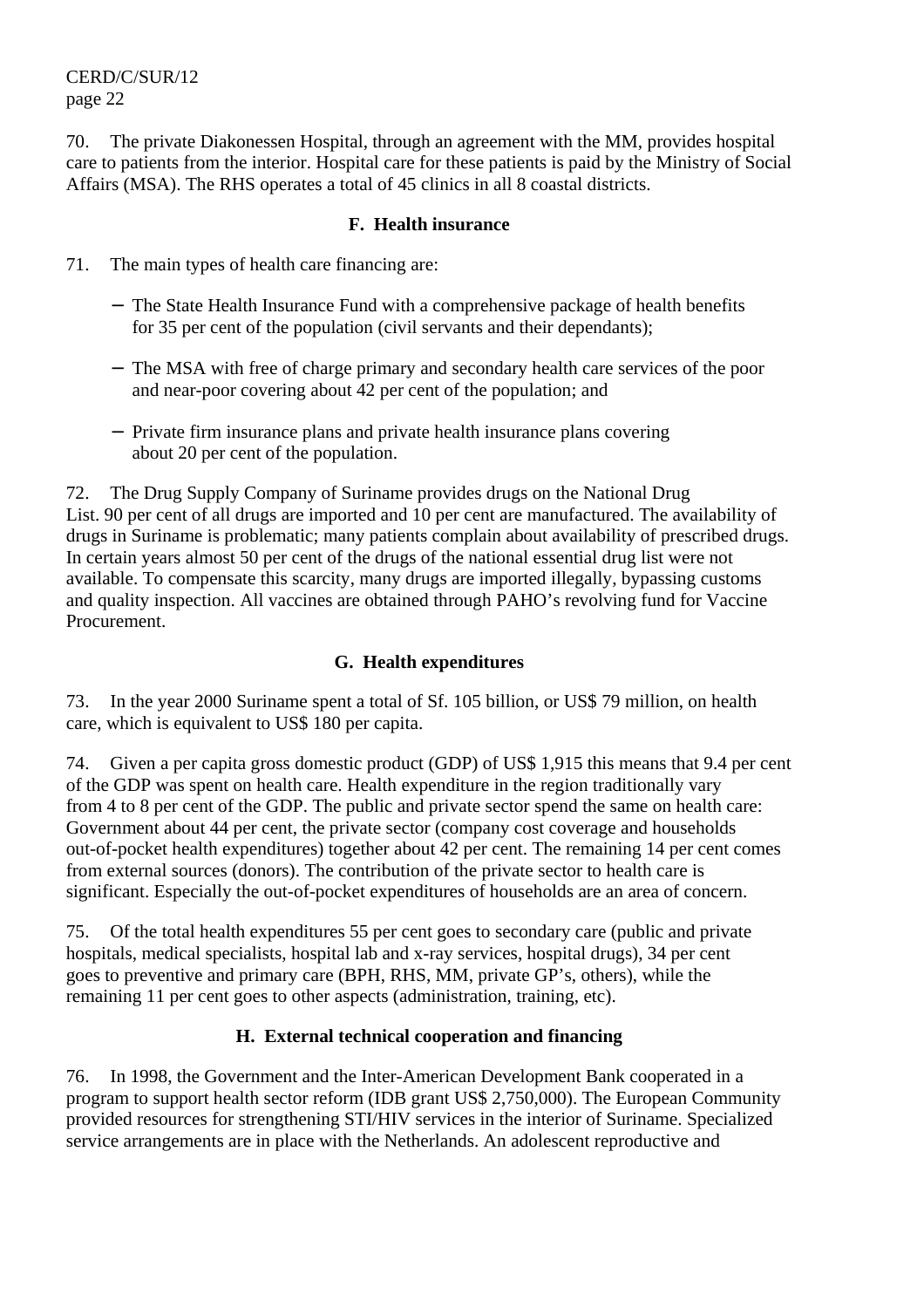70. The private Diakonessen Hospital, through an agreement with the MM, provides hospital care to patients from the interior. Hospital care for these patients is paid by the Ministry of Social Affairs (MSA). The RHS operates a total of 45 clinics in all 8 coastal districts.

### F. Health insurance

71. The main types of health care financing are:

- The State Health Insurance Fund with a comprehensive package of health benefits for 35 per cent of the population (civil servants and their dependants);
- The MSA with free of charge primary and secondary health care services of the poor and near-poor covering about 42 per cent of the population; and
- Private firm insurance plans and private health insurance plans covering about 20 per cent of the population.

72. The Drug Supply Company of Suriname provides drugs on the National Drug List. 90 per cent of all drugs are imported and 10 per cent are manufactured. The availability of drugs in Suriname is problematic; many patients complain about availability of prescribed drugs. In certain years almost 50 per cent of the drugs of the national essential drug list were not available. To compensate this scarcity, many drugs are imported illegally, bypassing customs and quality inspection. All vaccines are obtained through PAHO's revolving fund for Vaccine Procurement.

### G. Health expenditures

73. In the year 2000 Suriname spent a total of Sf. 105 billion, or US$ 79 million, on health care, which is equivalent to US$ 180 per capita.

74. Given a per capita gross domestic product (GDP) of US$ 1,915 this means that 9.4 per cent of the GDP was spent on health care. Health expenditure in the region traditionally vary from 4 to 8 per cent of the GDP. The public and private sector spend the same on health care: Government about 44 per cent, the private sector (company cost coverage and households out-of-pocket health expenditures) together about 42 per cent. The remaining 14 per cent comes from external sources (donors). The contribution of the private sector to health care is significant. Especially the out-of-pocket expenditures of households are an area of concern.

75. Of the total health expenditures 55 per cent goes to secondary care (public and private hospitals, medical specialists, hospital lab and x-ray services, hospital drugs), 34 per cent goes to preventive and primary care (BPH, RHS, MM, private GP's, others), while the remaining 11 per cent goes to other aspects (administration, training, etc).

### H. External technical cooperation and financing

76. In 1998, the Government and the Inter-American Development Bank cooperated in a program to support health sector reform (IDB grant US$ 2,750,000). The European Community provided resources for strengthening STI/HIV services in the interior of Suriname. Specialized service arrangements are in place with the Netherlands. An adolescent reproductive and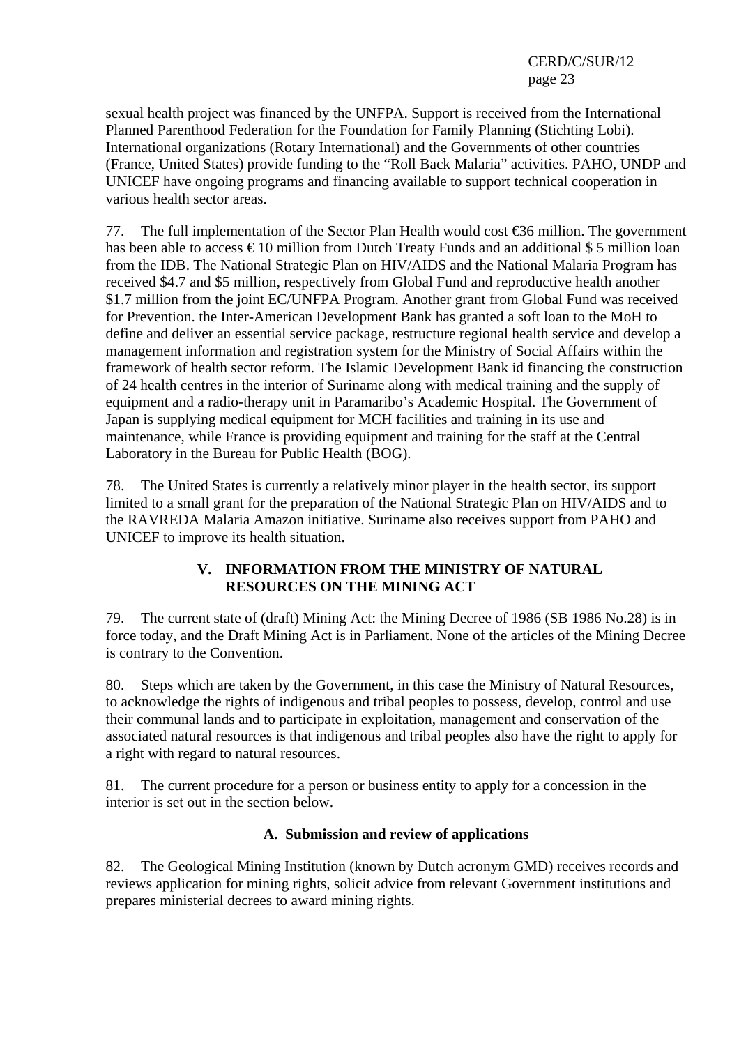sexual health project was financed by the UNFPA. Support is received from the International Planned Parenthood Federation for the Foundation for Family Planning (Stichting Lobi). International organizations (Rotary International) and the Governments of other countries (France, United States) provide funding to the "Roll Back Malaria" activities. PAHO, UNDP and UNICEF have ongoing programs and financing available to support technical cooperation in various health sector areas.

77. The full implementation of the Sector Plan Health would cost €36 million. The government has been able to access € 10 million from Dutch Treaty Funds and an additional $ 5 million loan from the IDB. The National Strategic Plan on HIV/AIDS and the National Malaria Program has received $4.7 and $5 million, respectively from Global Fund and reproductive health another $1.7 million from the joint EC/UNFPA Program. Another grant from Global Fund was received for Prevention. the Inter-American Development Bank has granted a soft loan to the MoH to define and deliver an essential service package, restructure regional health service and develop a management information and registration system for the Ministry of Social Affairs within the framework of health sector reform. The Islamic Development Bank id financing the construction of 24 health centres in the interior of Suriname along with medical training and the supply of equipment and a radio-therapy unit in Paramaribo's Academic Hospital. The Government of Japan is supplying medical equipment for MCH facilities and training in its use and maintenance, while France is providing equipment and training for the staff at the Central Laboratory in the Bureau for Public Health (BOG).

78. The United States is currently a relatively minor player in the health sector, its support limited to a small grant for the preparation of the National Strategic Plan on HIV/AIDS and to the RAVREDA Malaria Amazon initiative. Suriname also receives support from PAHO and UNICEF to improve its health situation.

## V. INFORMATION FROM THE MINISTRY OF NATURAL RESOURCES ON THE MINING ACT

79. The current state of (draft) Mining Act: the Mining Decree of 1986 (SB 1986 No.28) is in force today, and the Draft Mining Act is in Parliament. None of the articles of the Mining Decree is contrary to the Convention.

80. Steps which are taken by the Government, in this case the Ministry of Natural Resources, to acknowledge the rights of indigenous and tribal peoples to possess, develop, control and use their communal lands and to participate in exploitation, management and conservation of the associated natural resources is that indigenous and tribal peoples also have the right to apply for a right with regard to natural resources.

81. The current procedure for a person or business entity to apply for a concession in the interior is set out in the section below.

### A. Submission and review of applications

82. The Geological Mining Institution (known by Dutch acronym GMD) receives records and reviews application for mining rights, solicit advice from relevant Government institutions and prepares ministerial decrees to award mining rights.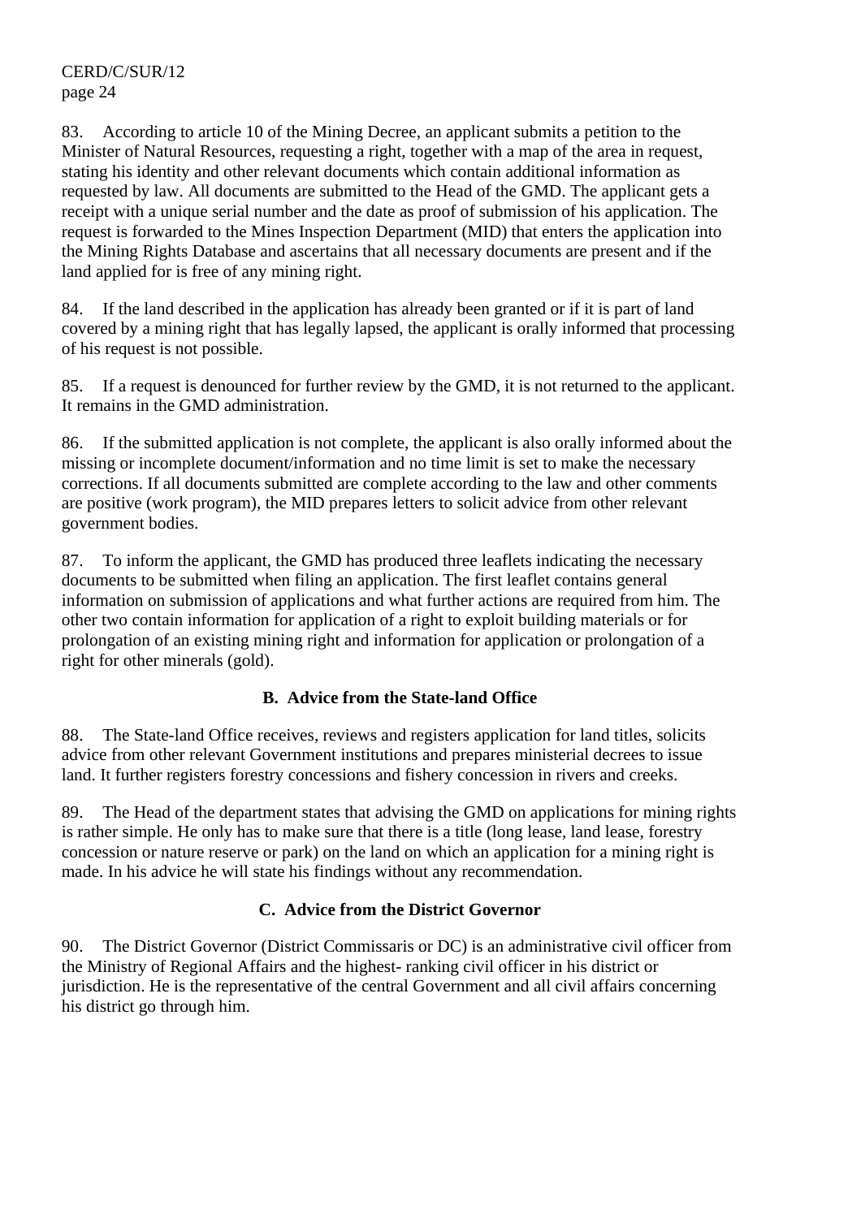83. According to article 10 of the Mining Decree, an applicant submits a petition to the Minister of Natural Resources, requesting a right, together with a map of the area in request, stating his identity and other relevant documents which contain additional information as requested by law. All documents are submitted to the Head of the GMD. The applicant gets a receipt with a unique serial number and the date as proof of submission of his application. The request is forwarded to the Mines Inspection Department (MID) that enters the application into the Mining Rights Database and ascertains that all necessary documents are present and if the land applied for is free of any mining right.

84. If the land described in the application has already been granted or if it is part of land covered by a mining right that has legally lapsed, the applicant is orally informed that processing of his request is not possible.

85. If a request is denounced for further review by the GMD, it is not returned to the applicant. It remains in the GMD administration.

86. If the submitted application is not complete, the applicant is also orally informed about the missing or incomplete document/information and no time limit is set to make the necessary corrections. If all documents submitted are complete according to the law and other comments are positive (work program), the MID prepares letters to solicit advice from other relevant government bodies.

87. To inform the applicant, the GMD has produced three leaflets indicating the necessary documents to be submitted when filing an application. The first leaflet contains general information on submission of applications and what further actions are required from him. The other two contain information for application of a right to exploit building materials or for prolongation of an existing mining right and information for application or prolongation of a right for other minerals (gold).

### B. Advice from the State-land Office

88. The State-land Office receives, reviews and registers application for land titles, solicits advice from other relevant Government institutions and prepares ministerial decrees to issue land. It further registers forestry concessions and fishery concession in rivers and creeks.

89. The Head of the department states that advising the GMD on applications for mining rights is rather simple. He only has to make sure that there is a title (long lease, land lease, forestry concession or nature reserve or park) on the land on which an application for a mining right is made. In his advice he will state his findings without any recommendation.

### C. Advice from the District Governor

90. The District Governor (District Commissaris or DC) is an administrative civil officer from the Ministry of Regional Affairs and the highest- ranking civil officer in his district or jurisdiction. He is the representative of the central Government and all civil affairs concerning his district go through him.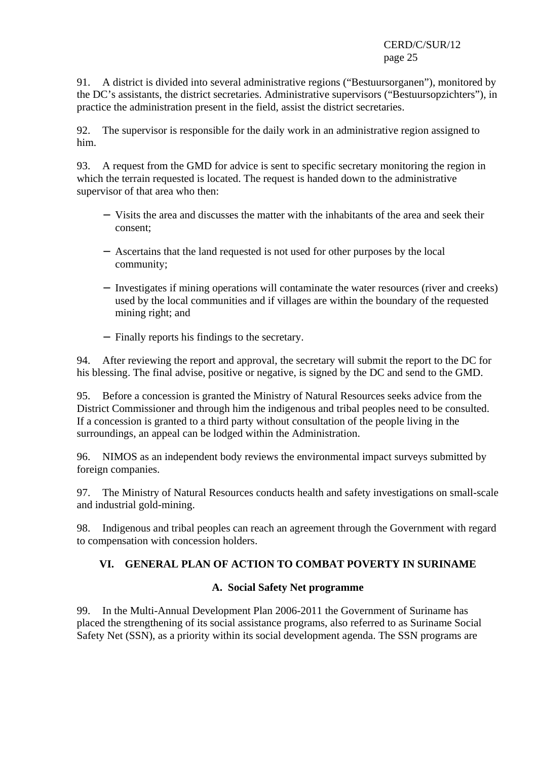91. A district is divided into several administrative regions (“Bestuursorganen”), monitored by the DC’s assistants, the district secretaries. Administrative supervisors (“Bestuursopzichters”), in practice the administration present in the field, assist the district secretaries.

92. The supervisor is responsible for the daily work in an administrative region assigned to him.

93. A request from the GMD for advice is sent to specific secretary monitoring the region in which the terrain requested is located. The request is handed down to the administrative supervisor of that area who then:

- Visits the area and discusses the matter with the inhabitants of the area and seek their consent;
- Ascertains that the land requested is not used for other purposes by the local community;
- Investigates if mining operations will contaminate the water resources (river and creeks) used by the local communities and if villages are within the boundary of the requested mining right; and
- Finally reports his findings to the secretary.

94. After reviewing the report and approval, the secretary will submit the report to the DC for his blessing. The final advise, positive or negative, is signed by the DC and send to the GMD.

95. Before a concession is granted the Ministry of Natural Resources seeks advice from the District Commissioner and through him the indigenous and tribal peoples need to be consulted. If a concession is granted to a third party without consultation of the people living in the surroundings, an appeal can be lodged within the Administration.

96. NIMOS as an independent body reviews the environmental impact surveys submitted by foreign companies.

97. The Ministry of Natural Resources conducts health and safety investigations on small-scale and industrial gold-mining.

98. Indigenous and tribal peoples can reach an agreement through the Government with regard to compensation with concession holders.

## VI. GENERAL PLAN OF ACTION TO COMBAT POVERTY IN SURINAME

### A. Social Safety Net programme

99. In the Multi-Annual Development Plan 2006-2011 the Government of Suriname has placed the strengthening of its social assistance programs, also referred to as Suriname Social Safety Net (SSN), as a priority within its social development agenda. The SSN programs are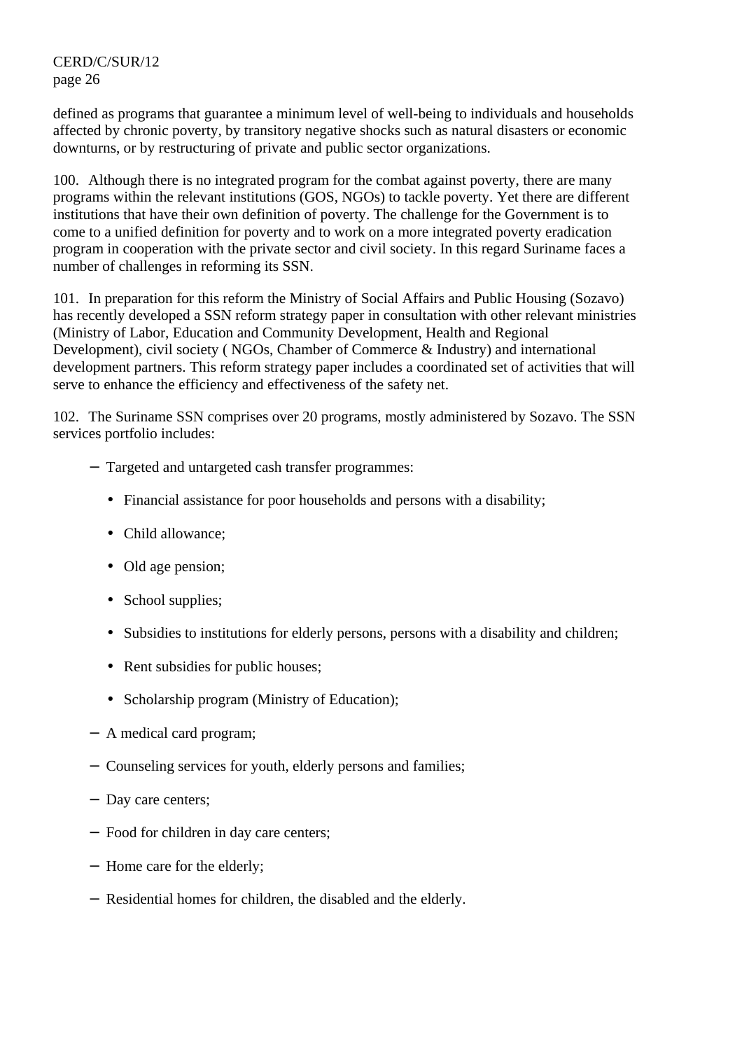defined as programs that guarantee a minimum level of well-being to individuals and households affected by chronic poverty, by transitory negative shocks such as natural disasters or economic downturns, or by restructuring of private and public sector organizations.

100. Although there is no integrated program for the combat against poverty, there are many programs within the relevant institutions (GOS, NGOs) to tackle poverty. Yet there are different institutions that have their own definition of poverty. The challenge for the Government is to come to a unified definition for poverty and to work on a more integrated poverty eradication program in cooperation with the private sector and civil society. In this regard Suriname faces a number of challenges in reforming its SSN.

101. In preparation for this reform the Ministry of Social Affairs and Public Housing (Sozavo) has recently developed a SSN reform strategy paper in consultation with other relevant ministries (Ministry of Labor, Education and Community Development, Health and Regional Development), civil society ( NGOs, Chamber of Commerce & Industry) and international development partners. This reform strategy paper includes a coordinated set of activities that will serve to enhance the efficiency and effectiveness of the safety net.

102. The Suriname SSN comprises over 20 programs, mostly administered by Sozavo. The SSN services portfolio includes:

- Targeted and untargeted cash transfer programmes:
  - Financial assistance for poor households and persons with a disability;
  - Child allowance;
  - Old age pension;
  - School supplies;
  - Subsidies to institutions for elderly persons, persons with a disability and children;
  - Rent subsidies for public houses;
  - Scholarship program (Ministry of Education);
- A medical card program;
- Counseling services for youth, elderly persons and families;
- Day care centers;
- Food for children in day care centers;
- Home care for the elderly;
- Residential homes for children, the disabled and the elderly.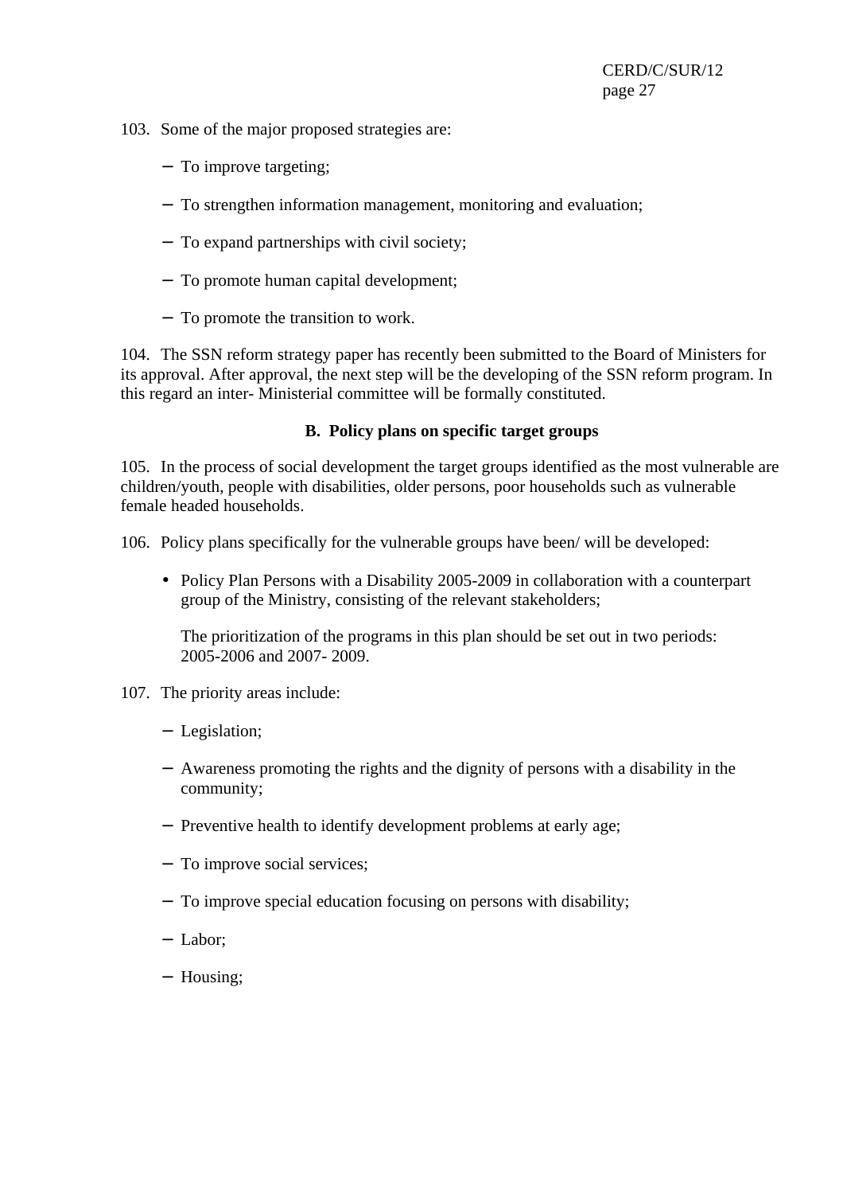103. Some of the major proposed strategies are:

- To improve targeting;
- To strengthen information management, monitoring and evaluation;
- To expand partnerships with civil society;
- To promote human capital development;
- To promote the transition to work.

104. The SSN reform strategy paper has recently been submitted to the Board of Ministers for its approval. After approval, the next step will be the developing of the SSN reform program. In this regard an inter- Ministerial committee will be formally constituted.

### B. Policy plans on specific target groups

105. In the process of social development the target groups identified as the most vulnerable are children/youth, people with disabilities, older persons, poor households such as vulnerable female headed households.

106. Policy plans specifically for the vulnerable groups have been/ will be developed:

- Policy Plan Persons with a Disability 2005-2009 in collaboration with a counterpart group of the Ministry, consisting of the relevant stakeholders;

  The prioritization of the programs in this plan should be set out in two periods: 2005-2006 and 2007- 2009.

107. The priority areas include:

- Legislation;
- Awareness promoting the rights and the dignity of persons with a disability in the community;
- Preventive health to identify development problems at early age;
- To improve social services;
- To improve special education focusing on persons with disability;
- Labor;
- Housing;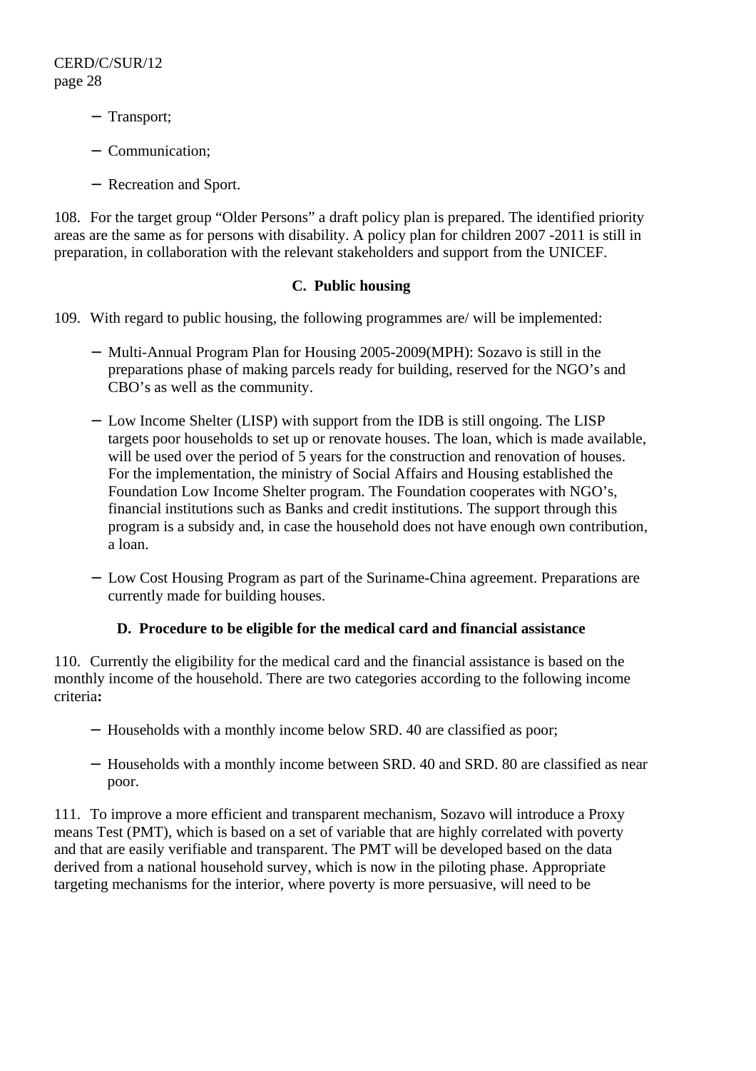- Transport;
- Communication;
- Recreation and Sport.

108. For the target group "Older Persons" a draft policy plan is prepared. The identified priority areas are the same as for persons with disability. A policy plan for children 2007 -2011 is still in preparation, in collaboration with the relevant stakeholders and support from the UNICEF.

### C. Public housing

109. With regard to public housing, the following programmes are/ will be implemented:

- Multi-Annual Program Plan for Housing 2005-2009(MPH): Sozavo is still in the preparations phase of making parcels ready for building, reserved for the NGO's and CBO's as well as the community.
- Low Income Shelter (LISP) with support from the IDB is still ongoing. The LISP targets poor households to set up or renovate houses. The loan, which is made available, will be used over the period of 5 years for the construction and renovation of houses. For the implementation, the ministry of Social Affairs and Housing established the Foundation Low Income Shelter program. The Foundation cooperates with NGO's, financial institutions such as Banks and credit institutions. The support through this program is a subsidy and, in case the household does not have enough own contribution, a loan.
- Low Cost Housing Program as part of the Suriname-China agreement. Preparations are currently made for building houses.

### D. Procedure to be eligible for the medical card and financial assistance

110. Currently the eligibility for the medical card and the financial assistance is based on the monthly income of the household. There are two categories according to the following income criteria**:**

- Households with a monthly income below SRD. 40 are classified as poor;
- Households with a monthly income between SRD. 40 and SRD. 80 are classified as near poor.

111. To improve a more efficient and transparent mechanism, Sozavo will introduce a Proxy means Test (PMT), which is based on a set of variable that are highly correlated with poverty and that are easily verifiable and transparent. The PMT will be developed based on the data derived from a national household survey, which is now in the piloting phase. Appropriate targeting mechanisms for the interior, where poverty is more persuasive, will need to be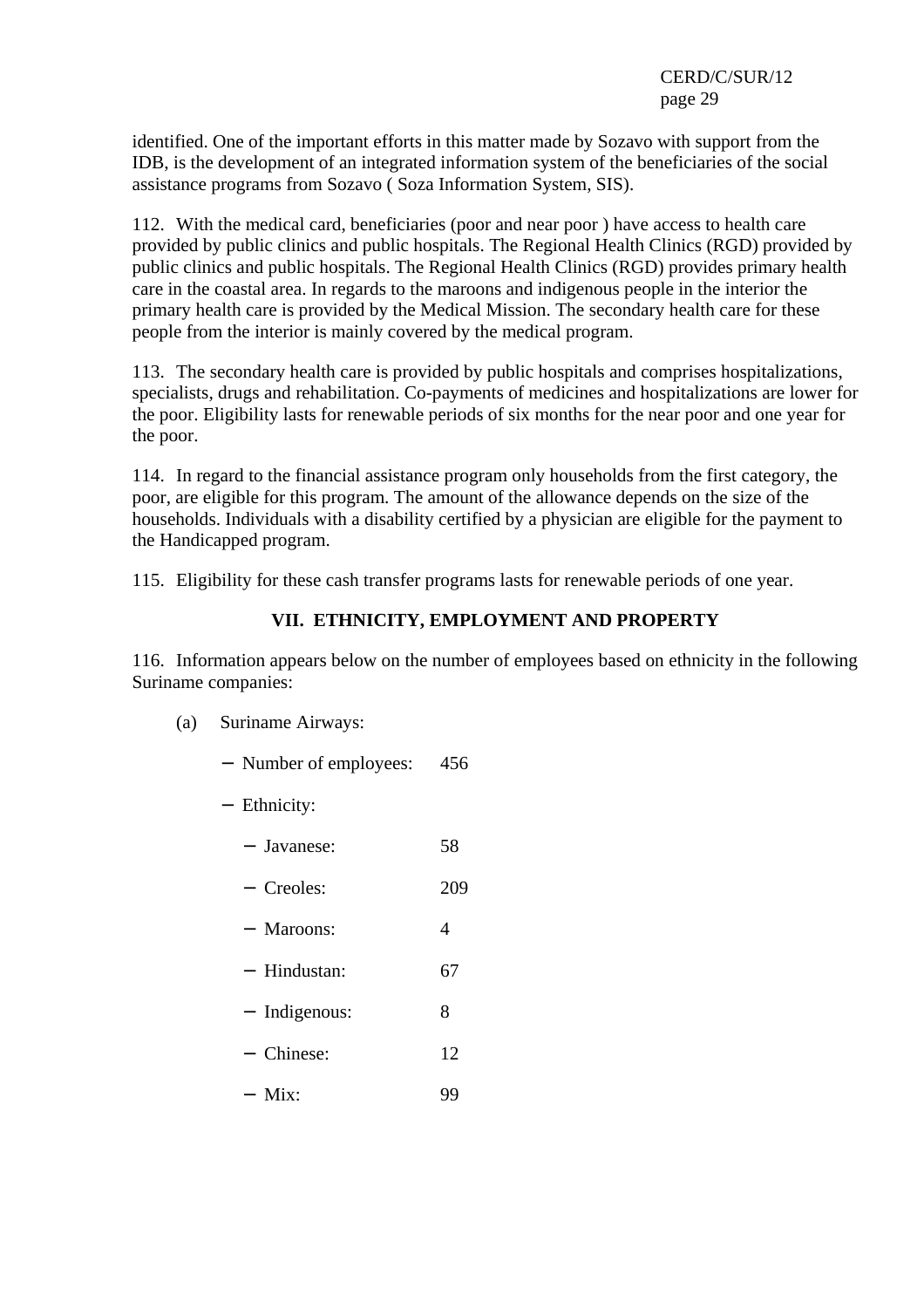identified. One of the important efforts in this matter made by Sozavo with support from the IDB, is the development of an integrated information system of the beneficiaries of the social assistance programs from Sozavo ( Soza Information System, SIS).

112. With the medical card, beneficiaries (poor and near poor ) have access to health care provided by public clinics and public hospitals. The Regional Health Clinics (RGD) provided by public clinics and public hospitals. The Regional Health Clinics (RGD) provides primary health care in the coastal area. In regards to the maroons and indigenous people in the interior the primary health care is provided by the Medical Mission. The secondary health care for these people from the interior is mainly covered by the medical program.

113. The secondary health care is provided by public hospitals and comprises hospitalizations, specialists, drugs and rehabilitation. Co-payments of medicines and hospitalizations are lower for the poor. Eligibility lasts for renewable periods of six months for the near poor and one year for the poor.

114. In regard to the financial assistance program only households from the first category, the poor, are eligible for this program. The amount of the allowance depends on the size of the households. Individuals with a disability certified by a physician are eligible for the payment to the Handicapped program.

115. Eligibility for these cash transfer programs lasts for renewable periods of one year.

## VII. ETHNICITY, EMPLOYMENT AND PROPERTY

116. Information appears below on the number of employees based on ethnicity in the following Suriname companies:

(a) Suriname Airways:

- Number of employees: 456
- Ethnicity:
  - Javanese: 58
  - Creoles: 209
  - Maroons: 4
  - Hindustan: 67
  - Indigenous: 8
  - Chinese: 12
  - Mix: 99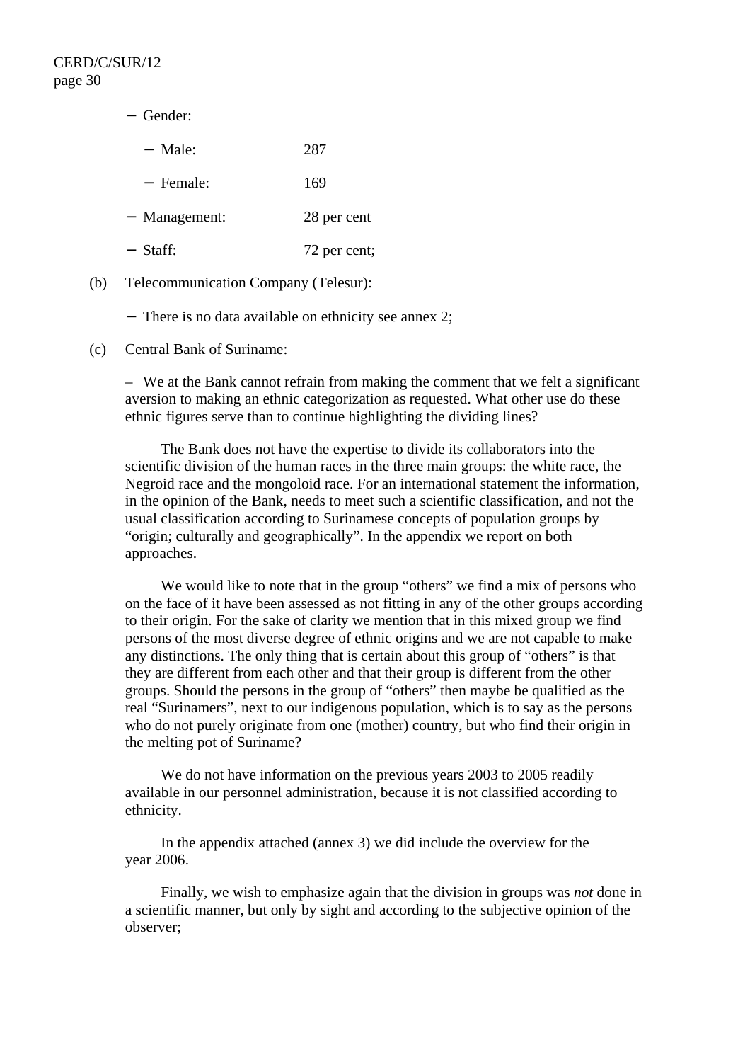- Gender:

  - Male: 287

  - Female: 169

- Management: 28 per cent

- Staff: 72 per cent;

(b) Telecommunication Company (Telesur):

- There is no data available on ethnicity see annex 2;

(c) Central Bank of Suriname:

– We at the Bank cannot refrain from making the comment that we felt a significant aversion to making an ethnic categorization as requested. What other use do these ethnic figures serve than to continue highlighting the dividing lines?

The Bank does not have the expertise to divide its collaborators into the scientific division of the human races in the three main groups: the white race, the Negroid race and the mongoloid race. For an international statement the information, in the opinion of the Bank, needs to meet such a scientific classification, and not the usual classification according to Surinamese concepts of population groups by "origin; culturally and geographically". In the appendix we report on both approaches.

We would like to note that in the group "others" we find a mix of persons who on the face of it have been assessed as not fitting in any of the other groups according to their origin. For the sake of clarity we mention that in this mixed group we find persons of the most diverse degree of ethnic origins and we are not capable to make any distinctions. The only thing that is certain about this group of "others" is that they are different from each other and that their group is different from the other groups. Should the persons in the group of "others" then maybe be qualified as the real "Surinamers", next to our indigenous population, which is to say as the persons who do not purely originate from one (mother) country, but who find their origin in the melting pot of Suriname?

We do not have information on the previous years 2003 to 2005 readily available in our personnel administration, because it is not classified according to ethnicity.

In the appendix attached (annex 3) we did include the overview for the year 2006.

Finally, we wish to emphasize again that the division in groups was *not* done in a scientific manner, but only by sight and according to the subjective opinion of the observer;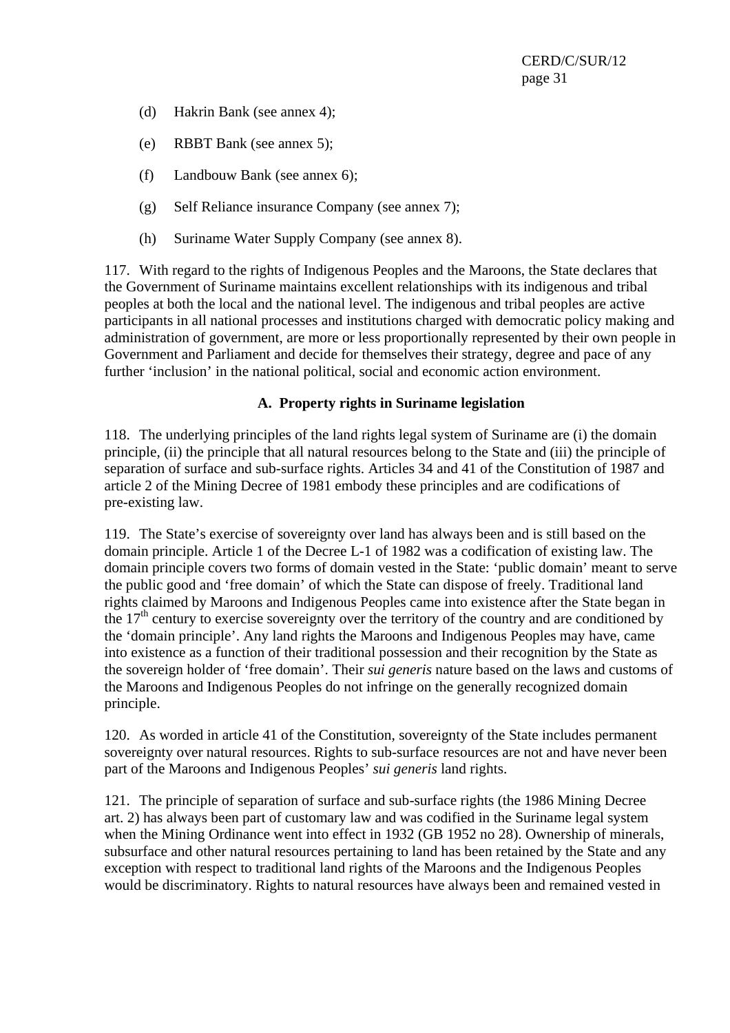(d) Hakrin Bank (see annex 4);

(e) RBBT Bank (see annex 5);

(f) Landbouw Bank (see annex 6);

(g) Self Reliance insurance Company (see annex 7);

(h) Suriname Water Supply Company (see annex 8).

117. With regard to the rights of Indigenous Peoples and the Maroons, the State declares that the Government of Suriname maintains excellent relationships with its indigenous and tribal peoples at both the local and the national level. The indigenous and tribal peoples are active participants in all national processes and institutions charged with democratic policy making and administration of government, are more or less proportionally represented by their own people in Government and Parliament and decide for themselves their strategy, degree and pace of any further 'inclusion' in the national political, social and economic action environment.

### A. Property rights in Suriname legislation

118. The underlying principles of the land rights legal system of Suriname are (i) the domain principle, (ii) the principle that all natural resources belong to the State and (iii) the principle of separation of surface and sub-surface rights. Articles 34 and 41 of the Constitution of 1987 and article 2 of the Mining Decree of 1981 embody these principles and are codifications of pre-existing law.

119. The State's exercise of sovereignty over land has always been and is still based on the domain principle. Article 1 of the Decree L-1 of 1982 was a codification of existing law. The domain principle covers two forms of domain vested in the State: 'public domain' meant to serve the public good and 'free domain' of which the State can dispose of freely. Traditional land rights claimed by Maroons and Indigenous Peoples came into existence after the State began in the 17th century to exercise sovereignty over the territory of the country and are conditioned by the 'domain principle'. Any land rights the Maroons and Indigenous Peoples may have, came into existence as a function of their traditional possession and their recognition by the State as the sovereign holder of 'free domain'. Their *sui generis* nature based on the laws and customs of the Maroons and Indigenous Peoples do not infringe on the generally recognized domain principle.

120. As worded in article 41 of the Constitution, sovereignty of the State includes permanent sovereignty over natural resources. Rights to sub-surface resources are not and have never been part of the Maroons and Indigenous Peoples' *sui generis* land rights.

121. The principle of separation of surface and sub-surface rights (the 1986 Mining Decree art. 2) has always been part of customary law and was codified in the Suriname legal system when the Mining Ordinance went into effect in 1932 (GB 1952 no 28). Ownership of minerals, subsurface and other natural resources pertaining to land has been retained by the State and any exception with respect to traditional land rights of the Maroons and the Indigenous Peoples would be discriminatory. Rights to natural resources have always been and remained vested in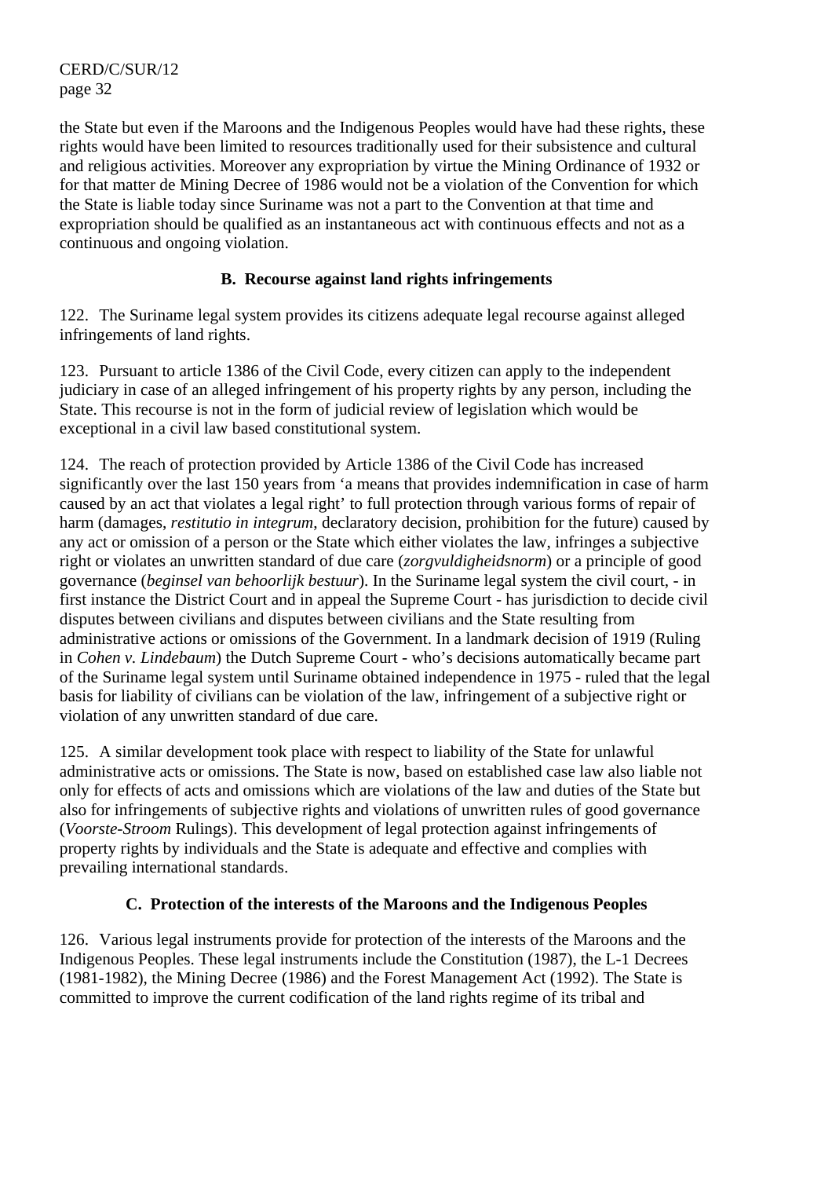the State but even if the Maroons and the Indigenous Peoples would have had these rights, these rights would have been limited to resources traditionally used for their subsistence and cultural and religious activities. Moreover any expropriation by virtue the Mining Ordinance of 1932 or for that matter de Mining Decree of 1986 would not be a violation of the Convention for which the State is liable today since Suriname was not a part to the Convention at that time and expropriation should be qualified as an instantaneous act with continuous effects and not as a continuous and ongoing violation.

### B. Recourse against land rights infringements

122. The Suriname legal system provides its citizens adequate legal recourse against alleged infringements of land rights.

123. Pursuant to article 1386 of the Civil Code, every citizen can apply to the independent judiciary in case of an alleged infringement of his property rights by any person, including the State. This recourse is not in the form of judicial review of legislation which would be exceptional in a civil law based constitutional system.

124. The reach of protection provided by Article 1386 of the Civil Code has increased significantly over the last 150 years from 'a means that provides indemnification in case of harm caused by an act that violates a legal right' to full protection through various forms of repair of harm (damages, *restitutio in integrum*, declaratory decision, prohibition for the future) caused by any act or omission of a person or the State which either violates the law, infringes a subjective right or violates an unwritten standard of due care (*zorgvuldigheidsnorm*) or a principle of good governance (*beginsel van behoorlijk bestuur*). In the Suriname legal system the civil court, - in first instance the District Court and in appeal the Supreme Court - has jurisdiction to decide civil disputes between civilians and disputes between civilians and the State resulting from administrative actions or omissions of the Government. In a landmark decision of 1919 (Ruling in *Cohen v. Lindebaum*) the Dutch Supreme Court - who's decisions automatically became part of the Suriname legal system until Suriname obtained independence in 1975 - ruled that the legal basis for liability of civilians can be violation of the law, infringement of a subjective right or violation of any unwritten standard of due care.

125. A similar development took place with respect to liability of the State for unlawful administrative acts or omissions. The State is now, based on established case law also liable not only for effects of acts and omissions which are violations of the law and duties of the State but also for infringements of subjective rights and violations of unwritten rules of good governance (*Voorste-Stroom* Rulings). This development of legal protection against infringements of property rights by individuals and the State is adequate and effective and complies with prevailing international standards.

### C. Protection of the interests of the Maroons and the Indigenous Peoples

126. Various legal instruments provide for protection of the interests of the Maroons and the Indigenous Peoples. These legal instruments include the Constitution (1987), the L-1 Decrees (1981-1982), the Mining Decree (1986) and the Forest Management Act (1992). The State is committed to improve the current codification of the land rights regime of its tribal and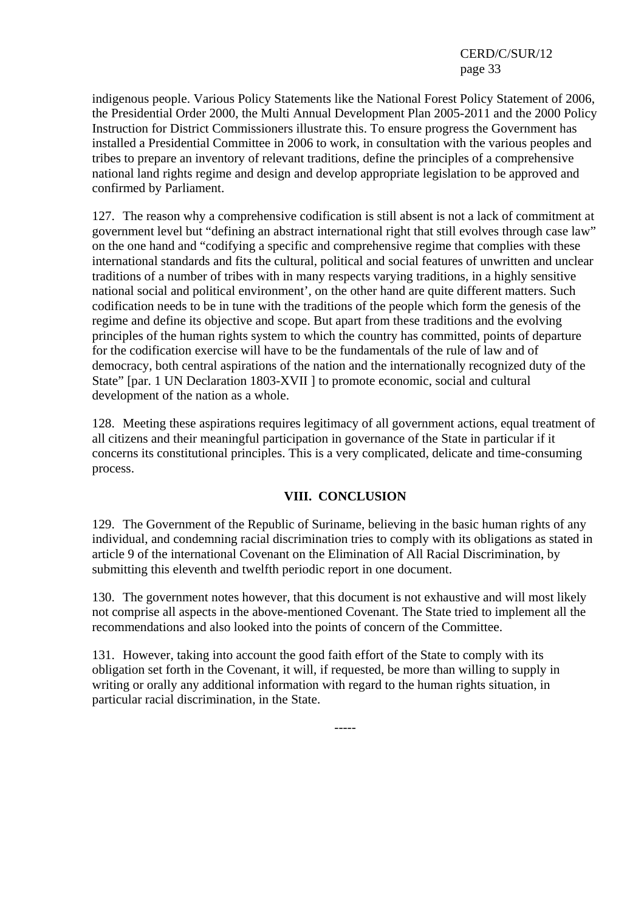indigenous people. Various Policy Statements like the National Forest Policy Statement of 2006, the Presidential Order 2000, the Multi Annual Development Plan 2005-2011 and the 2000 Policy Instruction for District Commissioners illustrate this. To ensure progress the Government has installed a Presidential Committee in 2006 to work, in consultation with the various peoples and tribes to prepare an inventory of relevant traditions, define the principles of a comprehensive national land rights regime and design and develop appropriate legislation to be approved and confirmed by Parliament.

127. The reason why a comprehensive codification is still absent is not a lack of commitment at government level but "defining an abstract international right that still evolves through case law" on the one hand and "codifying a specific and comprehensive regime that complies with these international standards and fits the cultural, political and social features of unwritten and unclear traditions of a number of tribes with in many respects varying traditions, in a highly sensitive national social and political environment', on the other hand are quite different matters. Such codification needs to be in tune with the traditions of the people which form the genesis of the regime and define its objective and scope. But apart from these traditions and the evolving principles of the human rights system to which the country has committed, points of departure for the codification exercise will have to be the fundamentals of the rule of law and of democracy, both central aspirations of the nation and the internationally recognized duty of the State" [par. 1 UN Declaration 1803-XVII ] to promote economic, social and cultural development of the nation as a whole.

128. Meeting these aspirations requires legitimacy of all government actions, equal treatment of all citizens and their meaningful participation in governance of the State in particular if it concerns its constitutional principles. This is a very complicated, delicate and time-consuming process.

## VIII. CONCLUSION

129. The Government of the Republic of Suriname, believing in the basic human rights of any individual, and condemning racial discrimination tries to comply with its obligations as stated in article 9 of the international Covenant on the Elimination of All Racial Discrimination, by submitting this eleventh and twelfth periodic report in one document.

130. The government notes however, that this document is not exhaustive and will most likely not comprise all aspects in the above-mentioned Covenant. The State tried to implement all the recommendations and also looked into the points of concern of the Committee.

131. However, taking into account the good faith effort of the State to comply with its obligation set forth in the Covenant, it will, if requested, be more than willing to supply in writing or orally any additional information with regard to the human rights situation, in particular racial discrimination, in the State.

-----